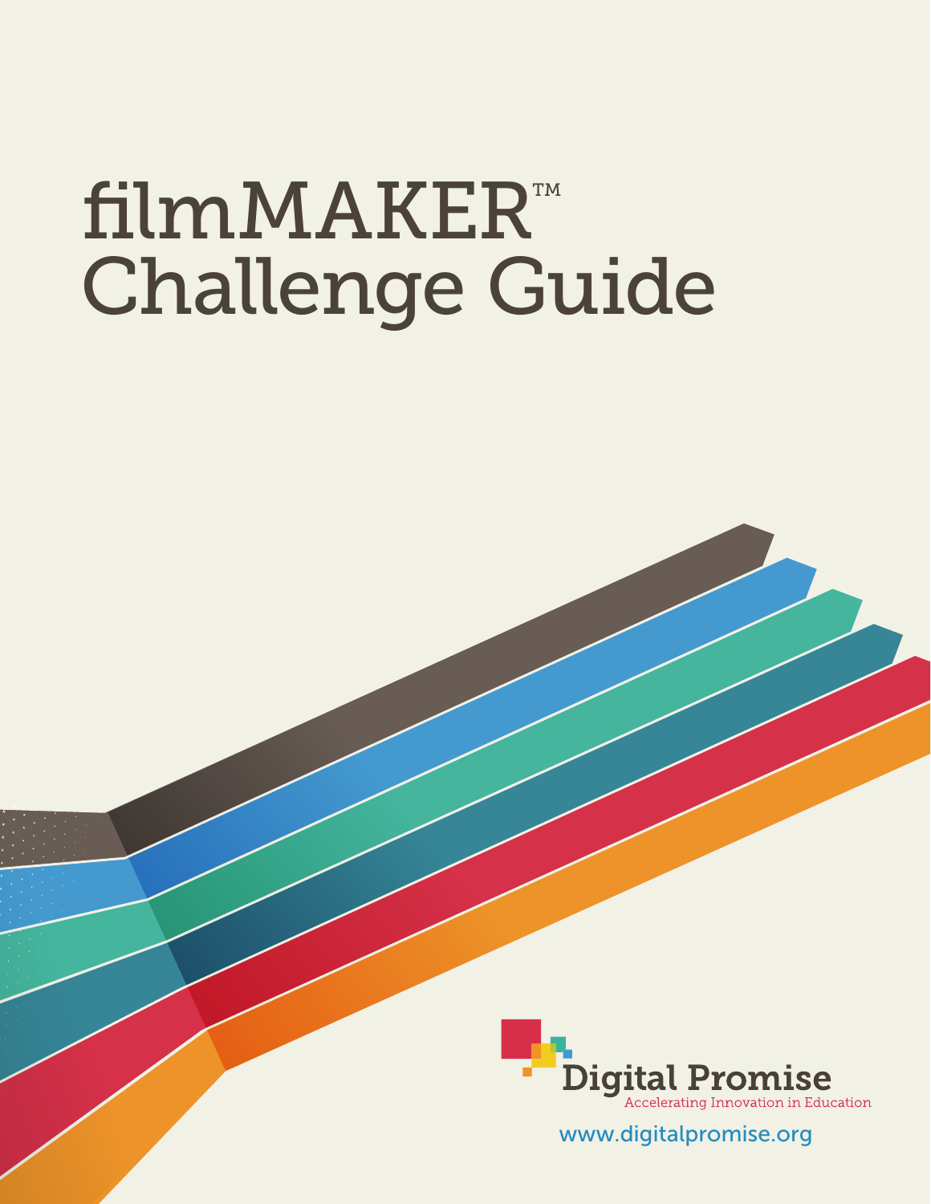# filmMAKER™ Challenge Guide

Digital Promise

Accelerating Innovation in Education

www.digitalpromise.org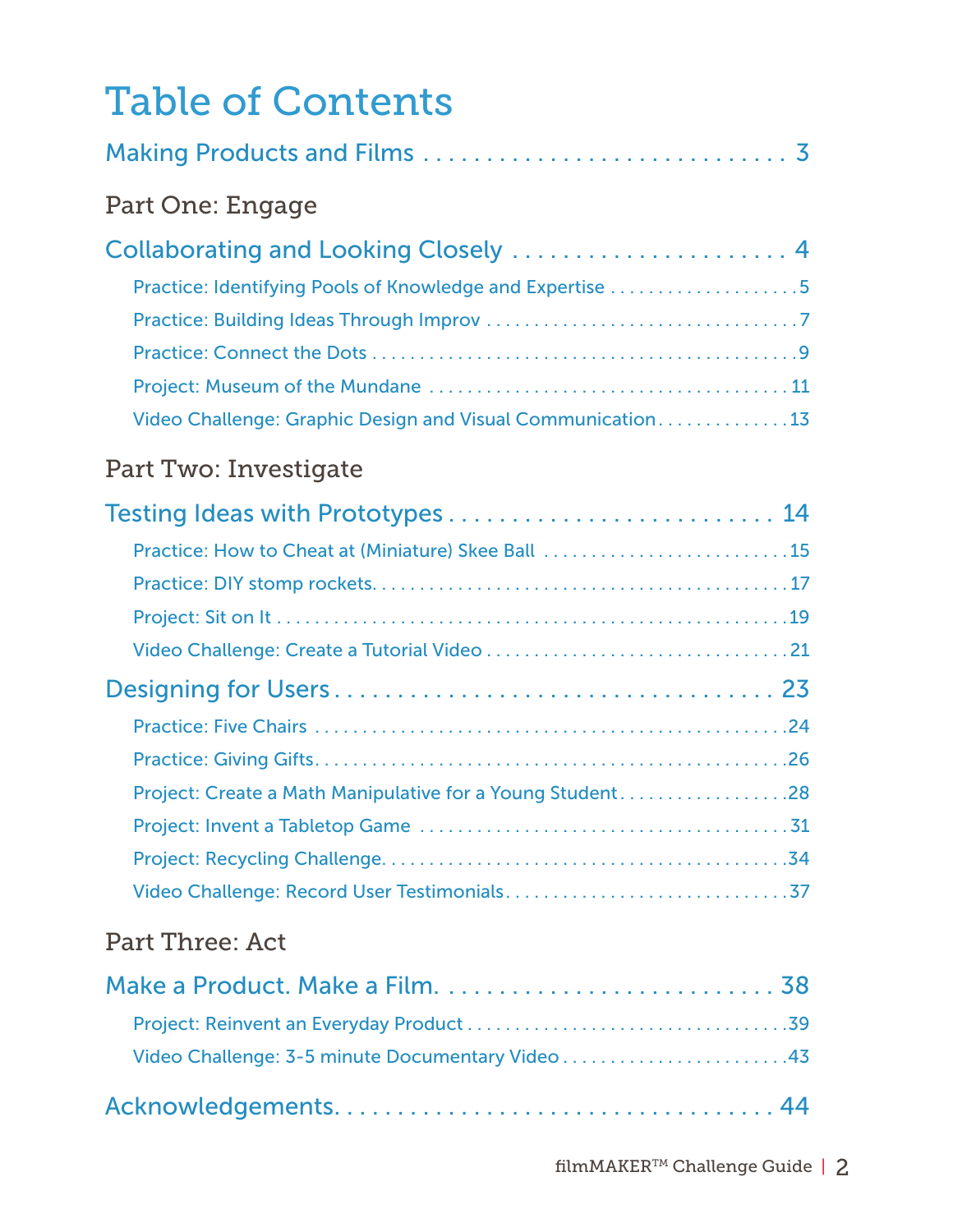# Table of Contents

Making Products and Films . . . . . . . . . . . . . . . . . . . . . . . . . . . . . 3

## Part One: Engage

Collaborating and Looking Closely . . . . . . . . . . . . . . . . . . . . . . . 4

- Practice: Identifying Pools of Knowledge and Expertise . . . . . . . . . . . . . . . . . . . . 5
- Practice: Building Ideas Through Improv . . . . . . . . . . . . . . . . . . . . . . . . . . . . . . . . . 7
- Practice: Connect the Dots . . . . . . . . . . . . . . . . . . . . . . . . . . . . . . . . . . . . . . . . . . . . 9
- Project: Museum of the Mundane . . . . . . . . . . . . . . . . . . . . . . . . . . . . . . . . . . . . . 11
- Video Challenge: Graphic Design and Visual Communication . . . . . . . . . . . . . . 13

## Part Two: Investigate

Testing Ideas with Prototypes . . . . . . . . . . . . . . . . . . . . . . . . . . . 14

- Practice: How to Cheat at (Miniature) Skee Ball . . . . . . . . . . . . . . . . . . . . . . . . . . 15
- Practice: DIY stomp rockets . . . . . . . . . . . . . . . . . . . . . . . . . . . . . . . . . . . . . . . . . . . 17
- Project: Sit on It . . . . . . . . . . . . . . . . . . . . . . . . . . . . . . . . . . . . . . . . . . . . . . . . . . . . . 19
- Video Challenge: Create a Tutorial Video . . . . . . . . . . . . . . . . . . . . . . . . . . . . . . . . 21

Designing for Users . . . . . . . . . . . . . . . . . . . . . . . . . . . . . . . . . . . . 23

- Practice: Five Chairs . . . . . . . . . . . . . . . . . . . . . . . . . . . . . . . . . . . . . . . . . . . . . . . . . . 24
- Practice: Giving Gifts . . . . . . . . . . . . . . . . . . . . . . . . . . . . . . . . . . . . . . . . . . . . . . . . . . 26
- Project: Create a Math Manipulative for a Young Student . . . . . . . . . . . . . . . . . . 28
- Project: Invent a Tabletop Game . . . . . . . . . . . . . . . . . . . . . . . . . . . . . . . . . . . . . . . 31
- Project: Recycling Challenge . . . . . . . . . . . . . . . . . . . . . . . . . . . . . . . . . . . . . . . . . . . 34
- Video Challenge: Record User Testimonials . . . . . . . . . . . . . . . . . . . . . . . . . . . . . . 37

## Part Three: Act

Make a Product. Make a Film. . . . . . . . . . . . . . . . . . . . . . . . . . . . 38

- Project: Reinvent an Everyday Product . . . . . . . . . . . . . . . . . . . . . . . . . . . . . . . . . . 39
- Video Challenge: 3-5 minute Documentary Video . . . . . . . . . . . . . . . . . . . . . . . . 43

Acknowledgements. . . . . . . . . . . . . . . . . . . . . . . . . . . . . . . . . . . . . 44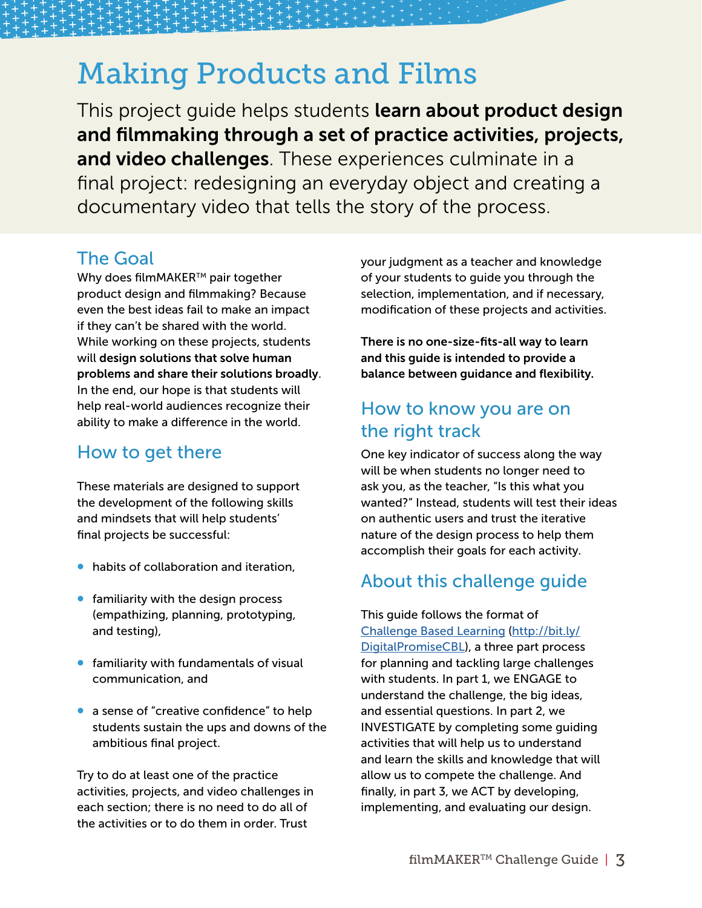# Making Products and Films

This project guide helps students **learn about product design and filmmaking through a set of practice activities, projects, and video challenges**. These experiences culminate in a final project: redesigning an everyday object and creating a documentary video that tells the story of the process.

## The Goal

Why does filmMAKER™ pair together product design and filmmaking? Because even the best ideas fail to make an impact if they can't be shared with the world. While working on these projects, students will **design solutions that solve human problems and share their solutions broadly**. In the end, our hope is that students will help real-world audiences recognize their ability to make a difference in the world.

## How to get there

These materials are designed to support the development of the following skills and mindsets that will help students' final projects be successful:

- habits of collaboration and iteration,
- familiarity with the design process (empathizing, planning, prototyping, and testing),
- familiarity with fundamentals of visual communication, and
- a sense of "creative confidence" to help students sustain the ups and downs of the ambitious final project.

Try to do at least one of the practice activities, projects, and video challenges in each section; there is no need to do all of the activities or to do them in order. Trust your judgment as a teacher and knowledge of your students to guide you through the selection, implementation, and if necessary, modification of these projects and activities.

**There is no one-size-fits-all way to learn and this guide is intended to provide a balance between guidance and flexibility.**

## How to know you are on the right track

One key indicator of success along the way will be when students no longer need to ask you, as the teacher, "Is this what you wanted?" Instead, students will test their ideas on authentic users and trust the iterative nature of the design process to help them accomplish their goals for each activity.

## About this challenge guide

This guide follows the format of [Challenge Based Learning](http://bit.ly/DigitalPromiseCBL) (http://bit.ly/DigitalPromiseCBL), a three part process for planning and tackling large challenges with students. In part 1, we ENGAGE to understand the challenge, the big ideas, and essential questions. In part 2, we INVESTIGATE by completing some guiding activities that will help us to understand and learn the skills and knowledge that will allow us to compete the challenge. And finally, in part 3, we ACT by developing, implementing, and evaluating our design.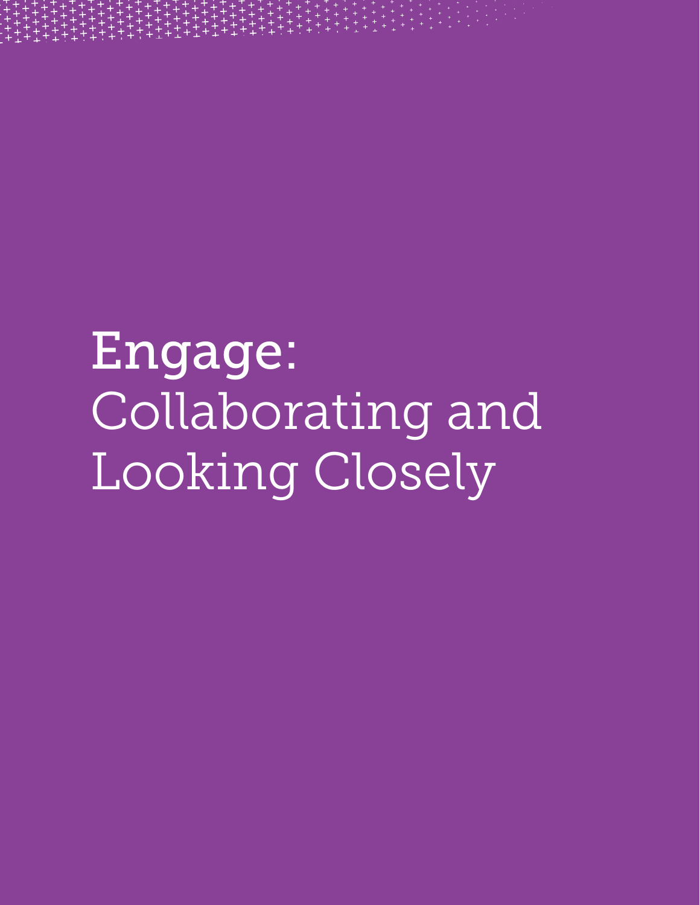# Engage: Collaborating and Looking Closely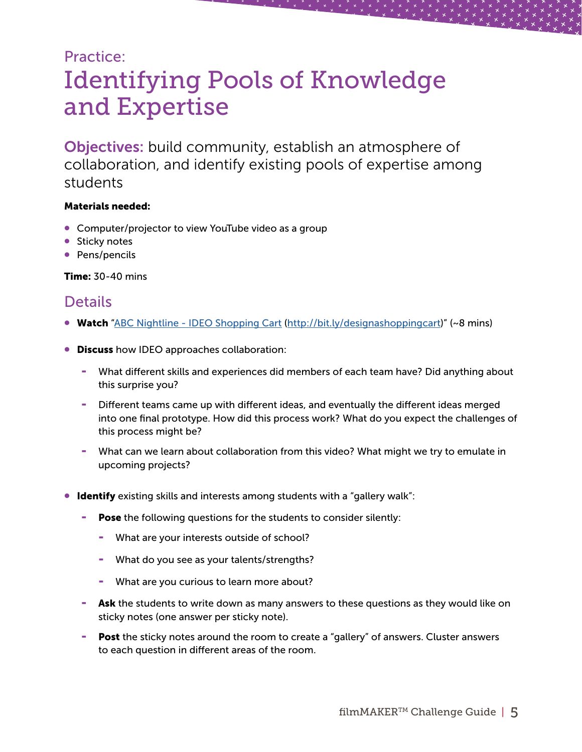Practice:

# Identifying Pools of Knowledge and Expertise

**Objectives:** build community, establish an atmosphere of collaboration, and identify existing pools of expertise among students

**Materials needed:**

- Computer/projector to view YouTube video as a group
- Sticky notes
- Pens/pencils

**Time:** 30-40 mins

## Details

- **Watch** "ABC Nightline - IDEO Shopping Cart (http://bit.ly/designashoppingcart)" (~8 mins)
- **Discuss** how IDEO approaches collaboration:
  - What different skills and experiences did members of each team have? Did anything about this surprise you?
  - Different teams came up with different ideas, and eventually the different ideas merged into one final prototype. How did this process work? What do you expect the challenges of this process might be?
  - What can we learn about collaboration from this video? What might we try to emulate in upcoming projects?
- **Identify** existing skills and interests among students with a "gallery walk":
  - **Pose** the following questions for the students to consider silently:
    - What are your interests outside of school?
    - What do you see as your talents/strengths?
    - What are you curious to learn more about?
  - **Ask** the students to write down as many answers to these questions as they would like on sticky notes (one answer per sticky note).
  - **Post** the sticky notes around the room to create a "gallery" of answers. Cluster answers to each question in different areas of the room.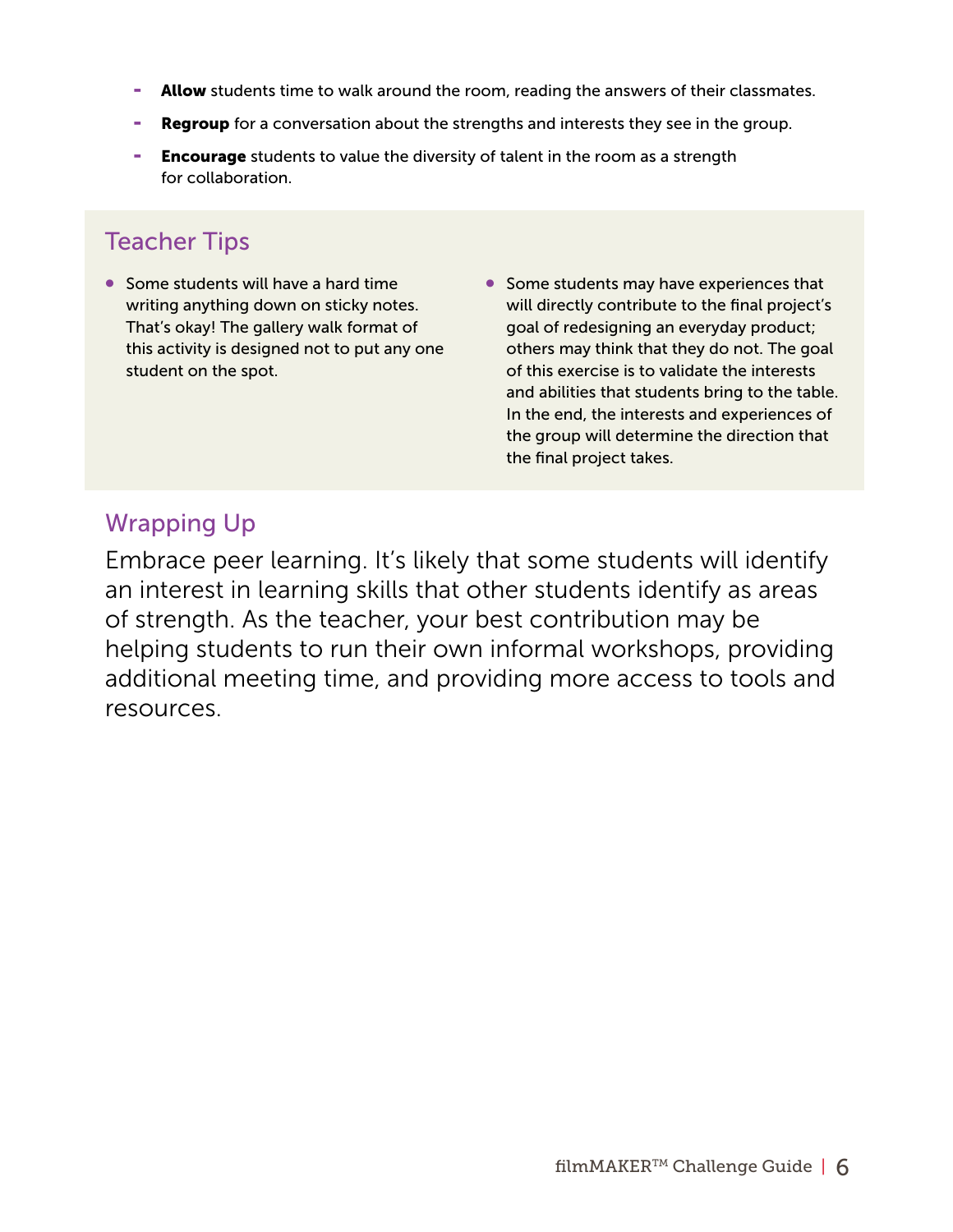- **Allow** students time to walk around the room, reading the answers of their classmates.
- **Regroup** for a conversation about the strengths and interests they see in the group.
- **Encourage** students to value the diversity of talent in the room as a strength for collaboration.

## Teacher Tips

- Some students will have a hard time writing anything down on sticky notes. That's okay! The gallery walk format of this activity is designed not to put any one student on the spot.
- Some students may have experiences that will directly contribute to the final project's goal of redesigning an everyday product; others may think that they do not. The goal of this exercise is to validate the interests and abilities that students bring to the table. In the end, the interests and experiences of the group will determine the direction that the final project takes.

## Wrapping Up

Embrace peer learning. It's likely that some students will identify an interest in learning skills that other students identify as areas of strength. As the teacher, your best contribution may be helping students to run their own informal workshops, providing additional meeting time, and providing more access to tools and resources.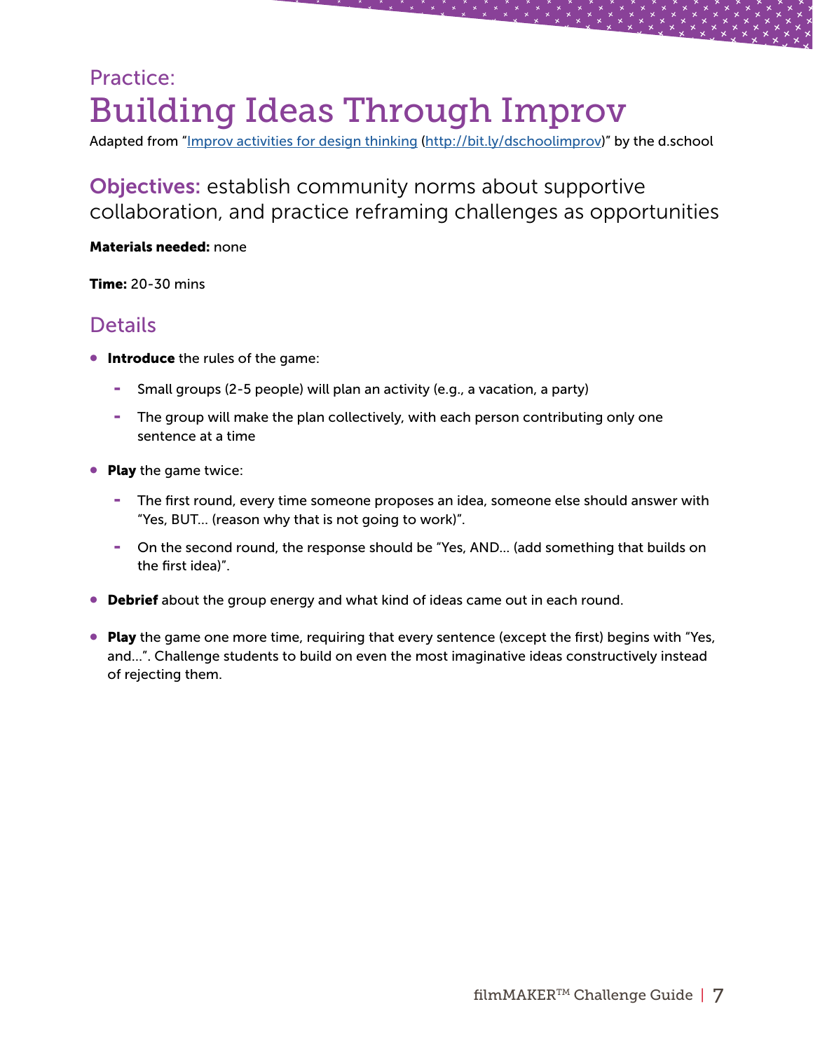Practice:

# Building Ideas Through Improv

Adapted from "[Improv activities for design thinking](http://bit.ly/dschoolimprov) (http://bit.ly/dschoolimprov)" by the d.school

## Objectives: establish community norms about supportive collaboration, and practice reframing challenges as opportunities

**Materials needed:** none

**Time:** 20-30 mins

## Details

- **Introduce** the rules of the game:
  - Small groups (2-5 people) will plan an activity (e.g., a vacation, a party)
  - The group will make the plan collectively, with each person contributing only one sentence at a time
- **Play** the game twice:
  - The first round, every time someone proposes an idea, someone else should answer with "Yes, BUT… (reason why that is not going to work)".
  - On the second round, the response should be "Yes, AND… (add something that builds on the first idea)".
- **Debrief** about the group energy and what kind of ideas came out in each round.
- **Play** the game one more time, requiring that every sentence (except the first) begins with "Yes, and…". Challenge students to build on even the most imaginative ideas constructively instead of rejecting them.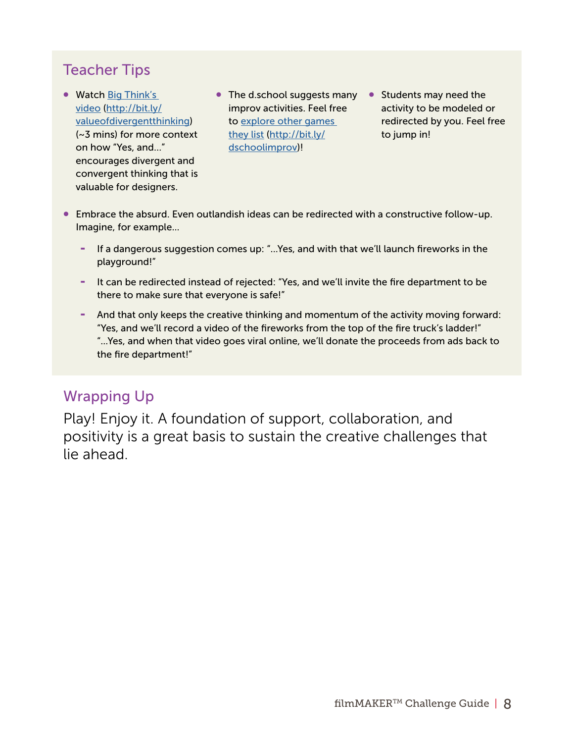## Teacher Tips

- Watch [Big Think's video](http://bit.ly/valueofdivergentthinking) (http://bit.ly/valueofdivergentthinking) (~3 mins) for more context on how "Yes, and…" encourages divergent and convergent thinking that is valuable for designers.
- The d.school suggests many improv activities. Feel free to [explore other games they list](http://bit.ly/dschoolimprov) (http://bit.ly/dschoolimprov)!
- Students may need the activity to be modeled or redirected by you. Feel free to jump in!
- Embrace the absurd. Even outlandish ideas can be redirected with a constructive follow-up. Imagine, for example…
  - If a dangerous suggestion comes up: "…Yes, and with that we'll launch fireworks in the playground!"
  - It can be redirected instead of rejected: "Yes, and we'll invite the fire department to be there to make sure that everyone is safe!"
  - And that only keeps the creative thinking and momentum of the activity moving forward: "Yes, and we'll record a video of the fireworks from the top of the fire truck's ladder!" "…Yes, and when that video goes viral online, we'll donate the proceeds from ads back to the fire department!"

## Wrapping Up

Play! Enjoy it. A foundation of support, collaboration, and positivity is a great basis to sustain the creative challenges that lie ahead.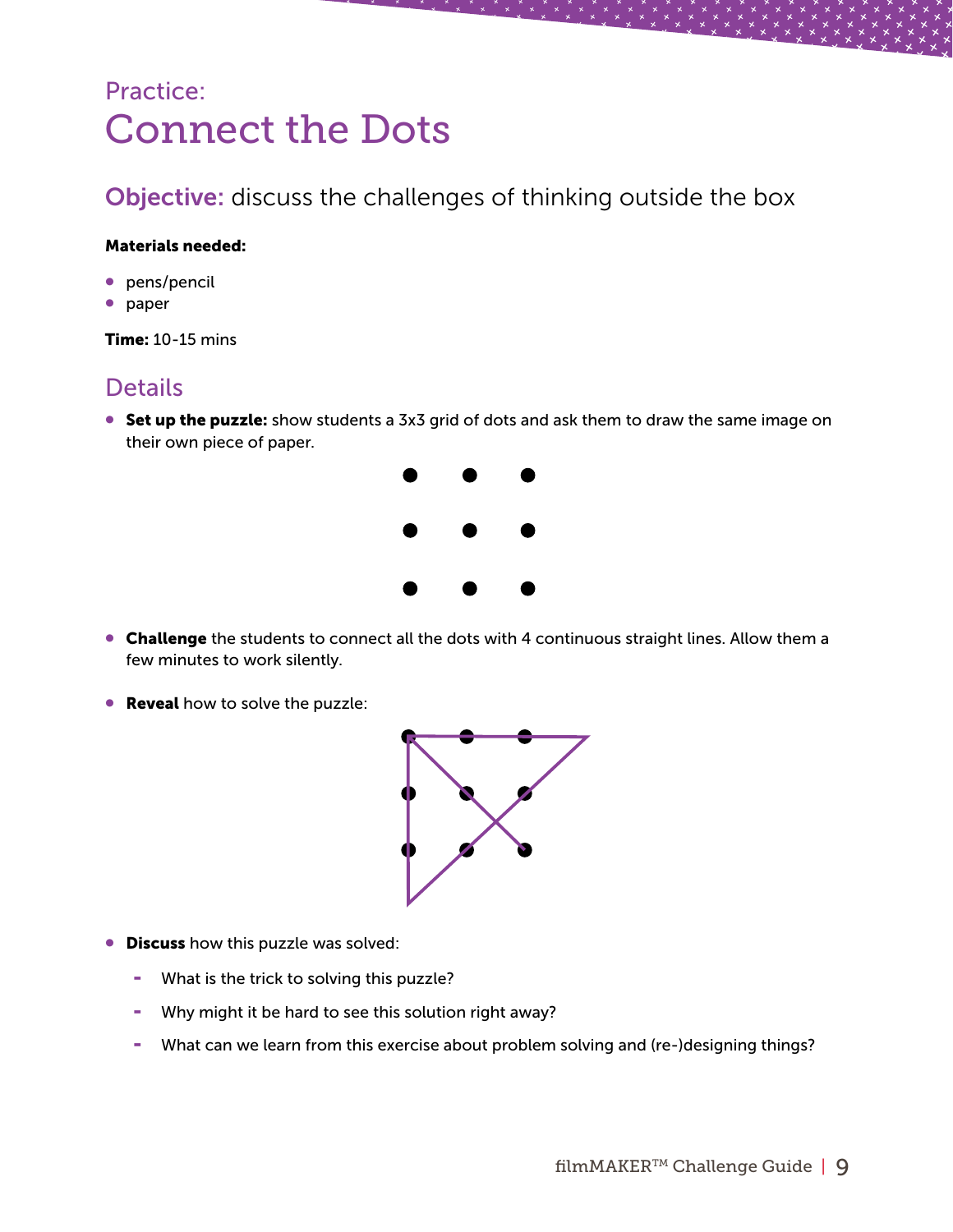Practice:

# Connect the Dots

## Objective: discuss the challenges of thinking outside the box

**Materials needed:**

- pens/pencil
- paper

**Time:** 10-15 mins

## Details

- **Set up the puzzle:** show students a 3x3 grid of dots and ask them to draw the same image on their own piece of paper.

- **Challenge** the students to connect all the dots with 4 continuous straight lines. Allow them a few minutes to work silently.

- **Reveal** how to solve the puzzle:

- **Discuss** how this puzzle was solved:
  - What is the trick to solving this puzzle?
  - Why might it be hard to see this solution right away?
  - What can we learn from this exercise about problem solving and (re-)designing things?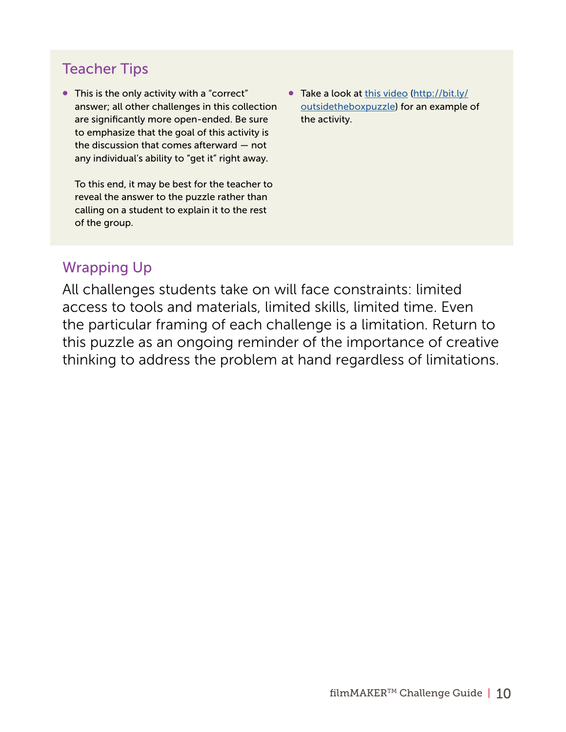## Teacher Tips

- This is the only activity with a "correct" answer; all other challenges in this collection are significantly more open-ended. Be sure to emphasize that the goal of this activity is the discussion that comes afterward — not any individual's ability to "get it" right away.

  To this end, it may be best for the teacher to reveal the answer to the puzzle rather than calling on a student to explain it to the rest of the group.

- Take a look at this video (http://bit.ly/outsidetheboxpuzzle) for an example of the activity.

## Wrapping Up

All challenges students take on will face constraints: limited access to tools and materials, limited skills, limited time. Even the particular framing of each challenge is a limitation. Return to this puzzle as an ongoing reminder of the importance of creative thinking to address the problem at hand regardless of limitations.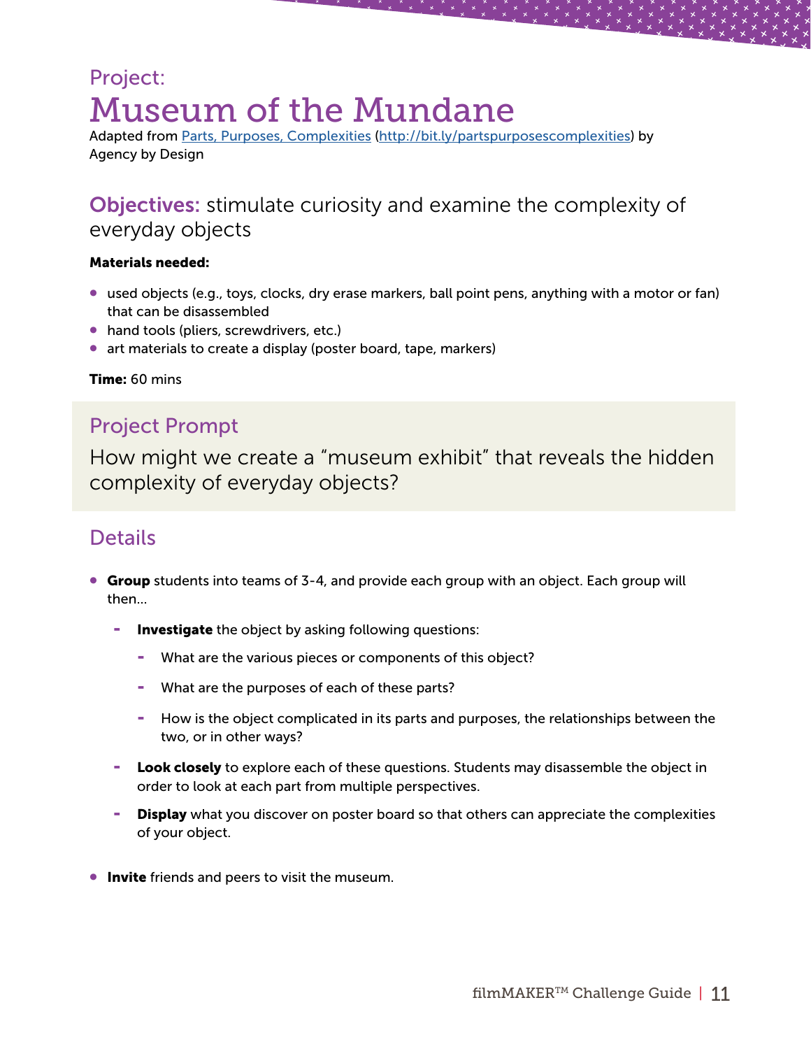Project:

# Museum of the Mundane

Adapted from [Parts, Purposes, Complexities](http://bit.ly/partspurposescomplexities) (http://bit.ly/partspurposescomplexities) by Agency by Design

## Objectives: stimulate curiosity and examine the complexity of everyday objects

**Materials needed:**

- used objects (e.g., toys, clocks, dry erase markers, ball point pens, anything with a motor or fan) that can be disassembled
- hand tools (pliers, screwdrivers, etc.)
- art materials to create a display (poster board, tape, markers)

**Time:** 60 mins

## Project Prompt

How might we create a "museum exhibit" that reveals the hidden complexity of everyday objects?

## Details

- **Group** students into teams of 3-4, and provide each group with an object. Each group will then...
  - **Investigate** the object by asking following questions:
    - What are the various pieces or components of this object?
    - What are the purposes of each of these parts?
    - How is the object complicated in its parts and purposes, the relationships between the two, or in other ways?
  - **Look closely** to explore each of these questions. Students may disassemble the object in order to look at each part from multiple perspectives.
  - **Display** what you discover on poster board so that others can appreciate the complexities of your object.
- **Invite** friends and peers to visit the museum.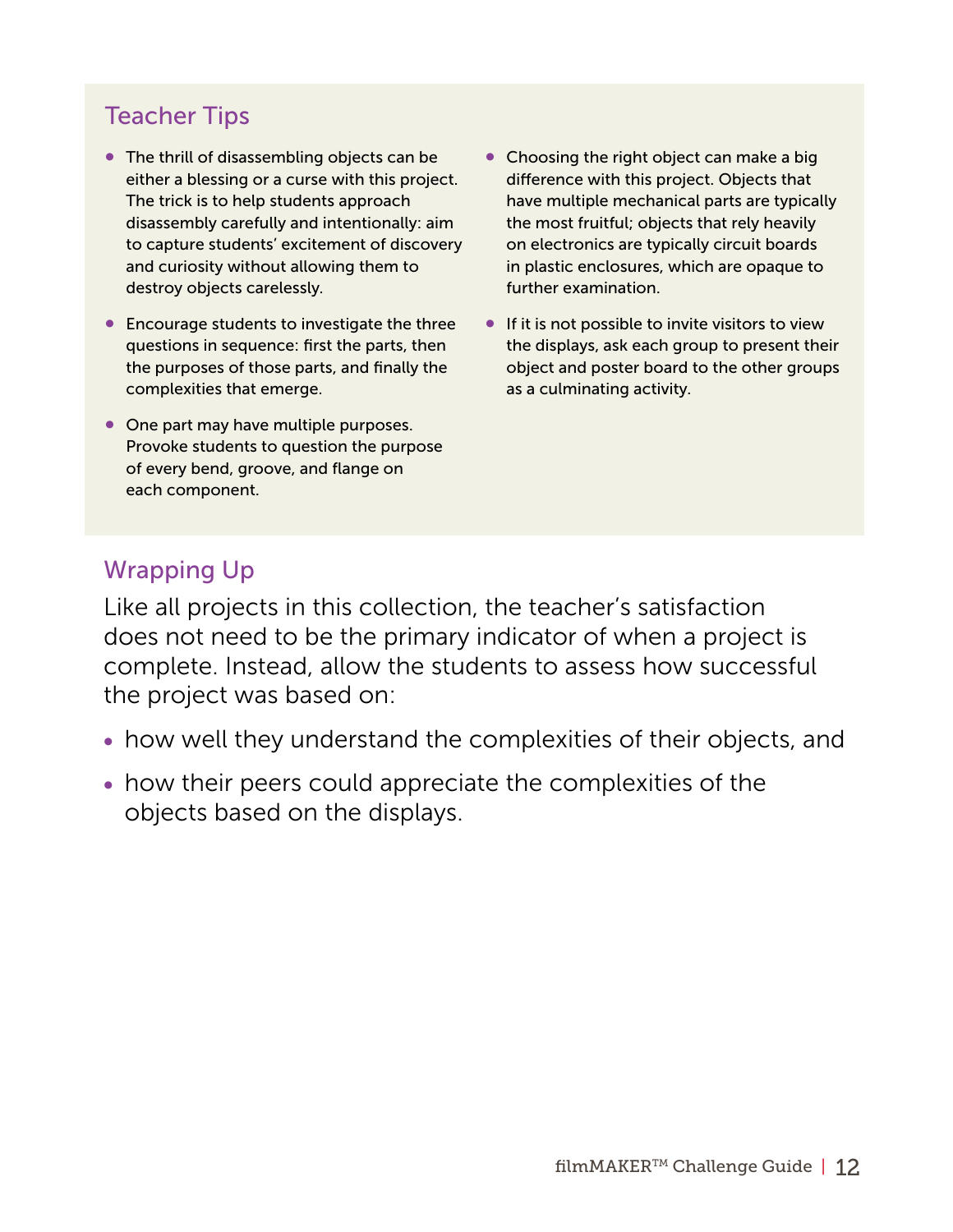## Teacher Tips

- The thrill of disassembling objects can be either a blessing or a curse with this project. The trick is to help students approach disassembly carefully and intentionally: aim to capture students' excitement of discovery and curiosity without allowing them to destroy objects carelessly.
- Encourage students to investigate the three questions in sequence: first the parts, then the purposes of those parts, and finally the complexities that emerge.
- One part may have multiple purposes. Provoke students to question the purpose of every bend, groove, and flange on each component.
- Choosing the right object can make a big difference with this project. Objects that have multiple mechanical parts are typically the most fruitful; objects that rely heavily on electronics are typically circuit boards in plastic enclosures, which are opaque to further examination.
- If it is not possible to invite visitors to view the displays, ask each group to present their object and poster board to the other groups as a culminating activity.

## Wrapping Up

Like all projects in this collection, the teacher's satisfaction does not need to be the primary indicator of when a project is complete. Instead, allow the students to assess how successful the project was based on:

- how well they understand the complexities of their objects, and
- how their peers could appreciate the complexities of the objects based on the displays.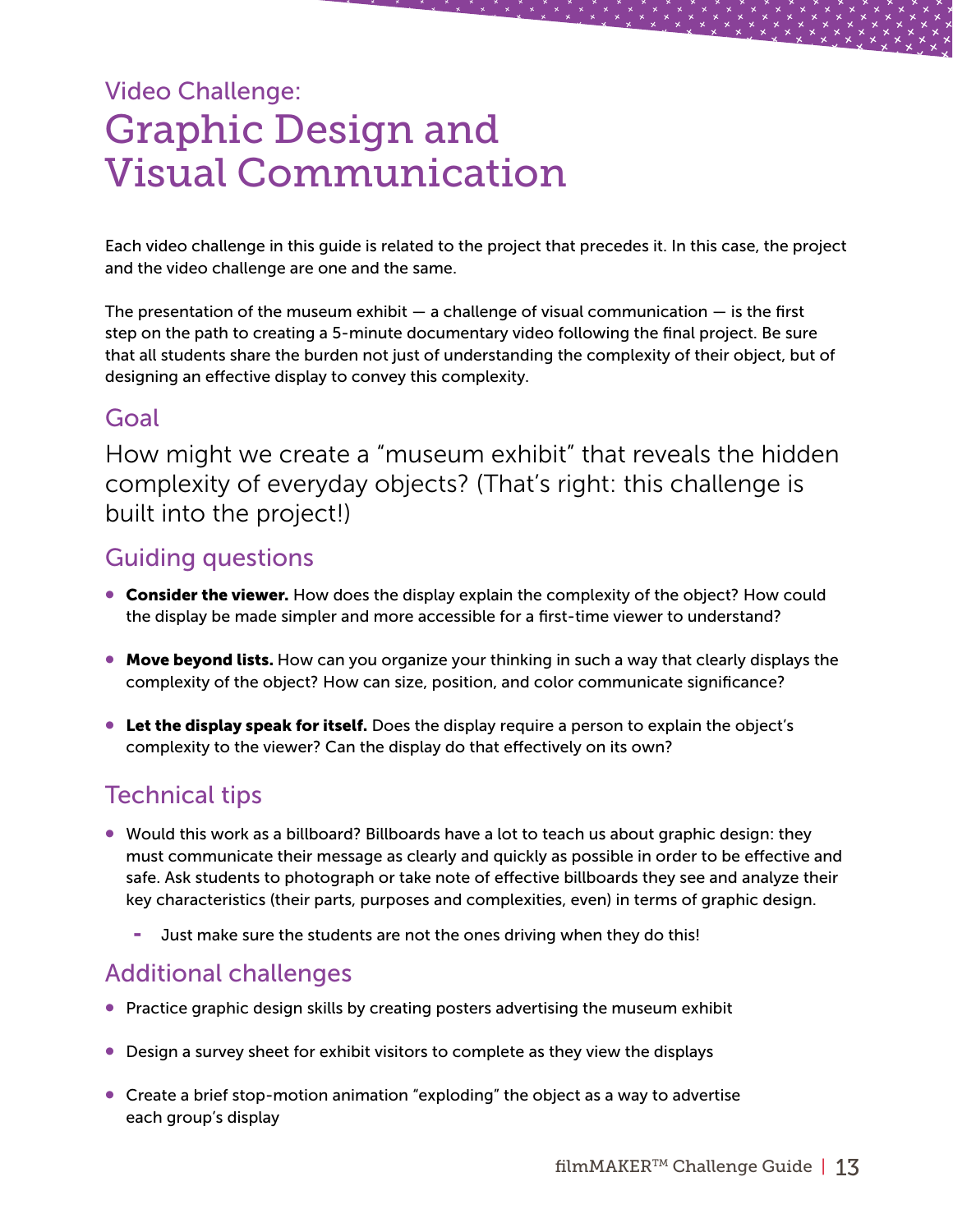Video Challenge:

# Graphic Design and Visual Communication

Each video challenge in this guide is related to the project that precedes it. In this case, the project and the video challenge are one and the same.

The presentation of the museum exhibit — a challenge of visual communication — is the first step on the path to creating a 5-minute documentary video following the final project. Be sure that all students share the burden not just of understanding the complexity of their object, but of designing an effective display to convey this complexity.

## Goal

How might we create a "museum exhibit" that reveals the hidden complexity of everyday objects? (That's right: this challenge is built into the project!)

## Guiding questions

- **Consider the viewer.** How does the display explain the complexity of the object? How could the display be made simpler and more accessible for a first-time viewer to understand?
- **Move beyond lists.** How can you organize your thinking in such a way that clearly displays the complexity of the object? How can size, position, and color communicate significance?
- **Let the display speak for itself.** Does the display require a person to explain the object's complexity to the viewer? Can the display do that effectively on its own?

## Technical tips

- Would this work as a billboard? Billboards have a lot to teach us about graphic design: they must communicate their message as clearly and quickly as possible in order to be effective and safe. Ask students to photograph or take note of effective billboards they see and analyze their key characteristics (their parts, purposes and complexities, even) in terms of graphic design.
  - Just make sure the students are not the ones driving when they do this!

## Additional challenges

- Practice graphic design skills by creating posters advertising the museum exhibit
- Design a survey sheet for exhibit visitors to complete as they view the displays
- Create a brief stop-motion animation "exploding" the object as a way to advertise each group's display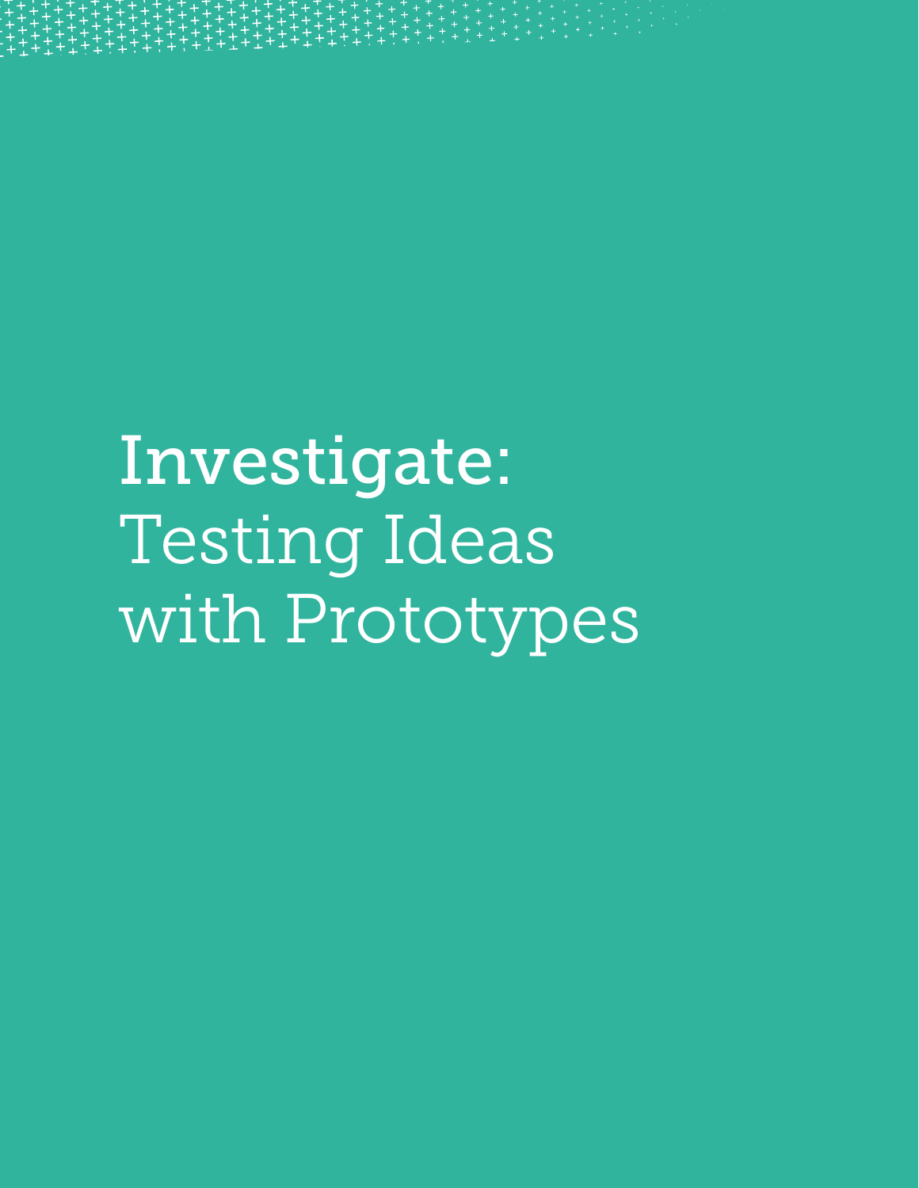# Investigate: Testing Ideas with Prototypes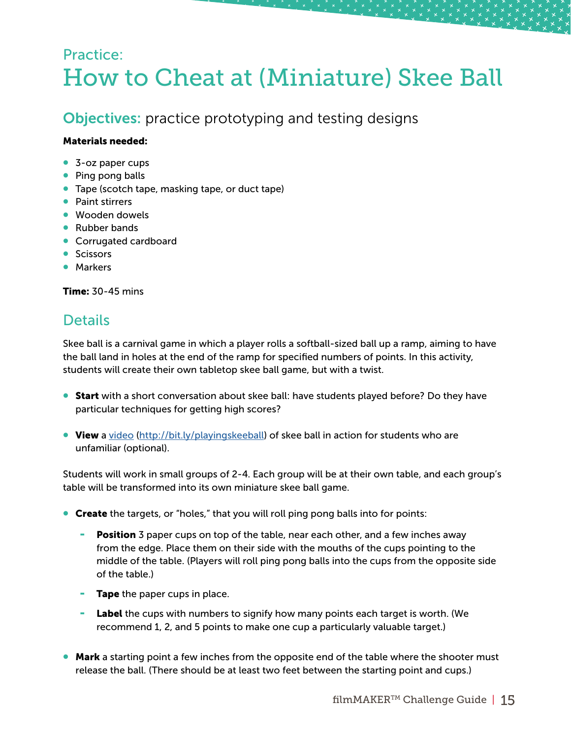## Practice:

# How to Cheat at (Miniature) Skee Ball

## Objectives: practice prototyping and testing designs

**Materials needed:**

- 3-oz paper cups
- Ping pong balls
- Tape (scotch tape, masking tape, or duct tape)
- Paint stirrers
- Wooden dowels
- Rubber bands
- Corrugated cardboard
- Scissors
- Markers

**Time:** 30-45 mins

## Details

Skee ball is a carnival game in which a player rolls a softball-sized ball up a ramp, aiming to have the ball land in holes at the end of the ramp for specified numbers of points. In this activity, students will create their own tabletop skee ball game, but with a twist.

- **Start** with a short conversation about skee ball: have students played before? Do they have particular techniques for getting high scores?
- **View** a [video](http://bit.ly/playingskeeball) (http://bit.ly/playingskeeball) of skee ball in action for students who are unfamiliar (optional).

Students will work in small groups of 2-4. Each group will be at their own table, and each group's table will be transformed into its own miniature skee ball game.

- **Create** the targets, or "holes," that you will roll ping pong balls into for points:
  - **Position** 3 paper cups on top of the table, near each other, and a few inches away from the edge. Place them on their side with the mouths of the cups pointing to the middle of the table. (Players will roll ping pong balls into the cups from the opposite side of the table.)
  - **Tape** the paper cups in place.
  - **Label** the cups with numbers to signify how many points each target is worth. (We recommend 1, 2, and 5 points to make one cup a particularly valuable target.)
- **Mark** a starting point a few inches from the opposite end of the table where the shooter must release the ball. (There should be at least two feet between the starting point and cups.)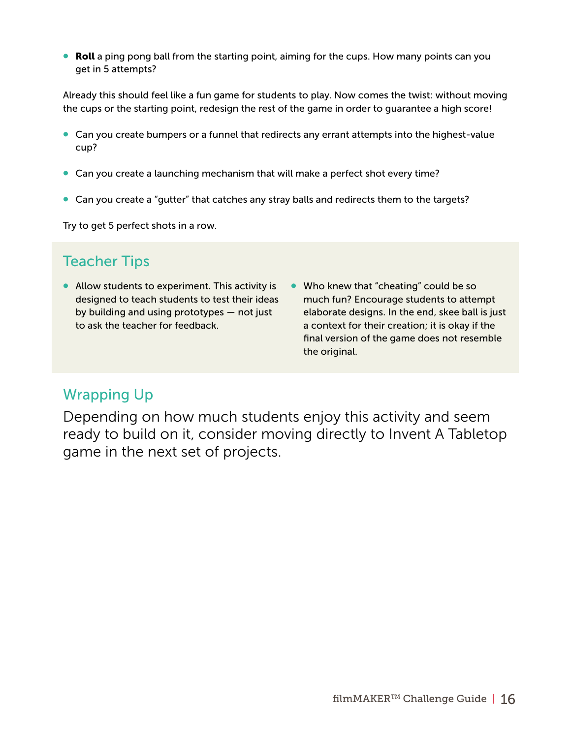- **Roll** a ping pong ball from the starting point, aiming for the cups. How many points can you get in 5 attempts?

Already this should feel like a fun game for students to play. Now comes the twist: without moving the cups or the starting point, redesign the rest of the game in order to guarantee a high score!

- Can you create bumpers or a funnel that redirects any errant attempts into the highest-value cup?
- Can you create a launching mechanism that will make a perfect shot every time?
- Can you create a "gutter" that catches any stray balls and redirects them to the targets?

Try to get 5 perfect shots in a row.

## Teacher Tips

- Allow students to experiment. This activity is designed to teach students to test their ideas by building and using prototypes — not just to ask the teacher for feedback.
- Who knew that "cheating" could be so much fun? Encourage students to attempt elaborate designs. In the end, skee ball is just a context for their creation; it is okay if the final version of the game does not resemble the original.

## Wrapping Up

Depending on how much students enjoy this activity and seem ready to build on it, consider moving directly to Invent A Tabletop game in the next set of projects.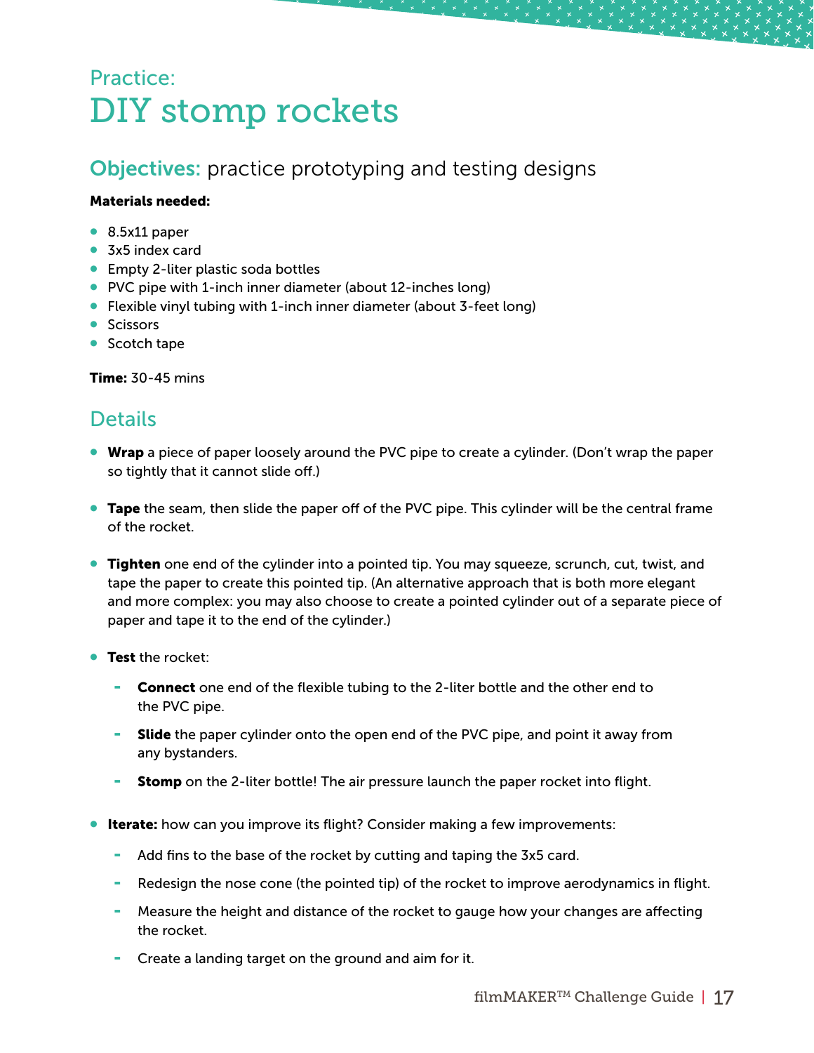Practice:

# DIY stomp rockets

## Objectives: practice prototyping and testing designs

**Materials needed:**

- 8.5x11 paper
- 3x5 index card
- Empty 2-liter plastic soda bottles
- PVC pipe with 1-inch inner diameter (about 12-inches long)
- Flexible vinyl tubing with 1-inch inner diameter (about 3-feet long)
- Scissors
- Scotch tape

**Time:** 30-45 mins

## Details

- **Wrap** a piece of paper loosely around the PVC pipe to create a cylinder. (Don't wrap the paper so tightly that it cannot slide off.)

- **Tape** the seam, then slide the paper off of the PVC pipe. This cylinder will be the central frame of the rocket.

- **Tighten** one end of the cylinder into a pointed tip. You may squeeze, scrunch, cut, twist, and tape the paper to create this pointed tip. (An alternative approach that is both more elegant and more complex: you may also choose to create a pointed cylinder out of a separate piece of paper and tape it to the end of the cylinder.)

- **Test** the rocket:
  - **Connect** one end of the flexible tubing to the 2-liter bottle and the other end to the PVC pipe.
  - **Slide** the paper cylinder onto the open end of the PVC pipe, and point it away from any bystanders.
  - **Stomp** on the 2-liter bottle! The air pressure launch the paper rocket into flight.

- **Iterate:** how can you improve its flight? Consider making a few improvements:
  - Add fins to the base of the rocket by cutting and taping the 3x5 card.
  - Redesign the nose cone (the pointed tip) of the rocket to improve aerodynamics in flight.
  - Measure the height and distance of the rocket to gauge how your changes are affecting the rocket.
  - Create a landing target on the ground and aim for it.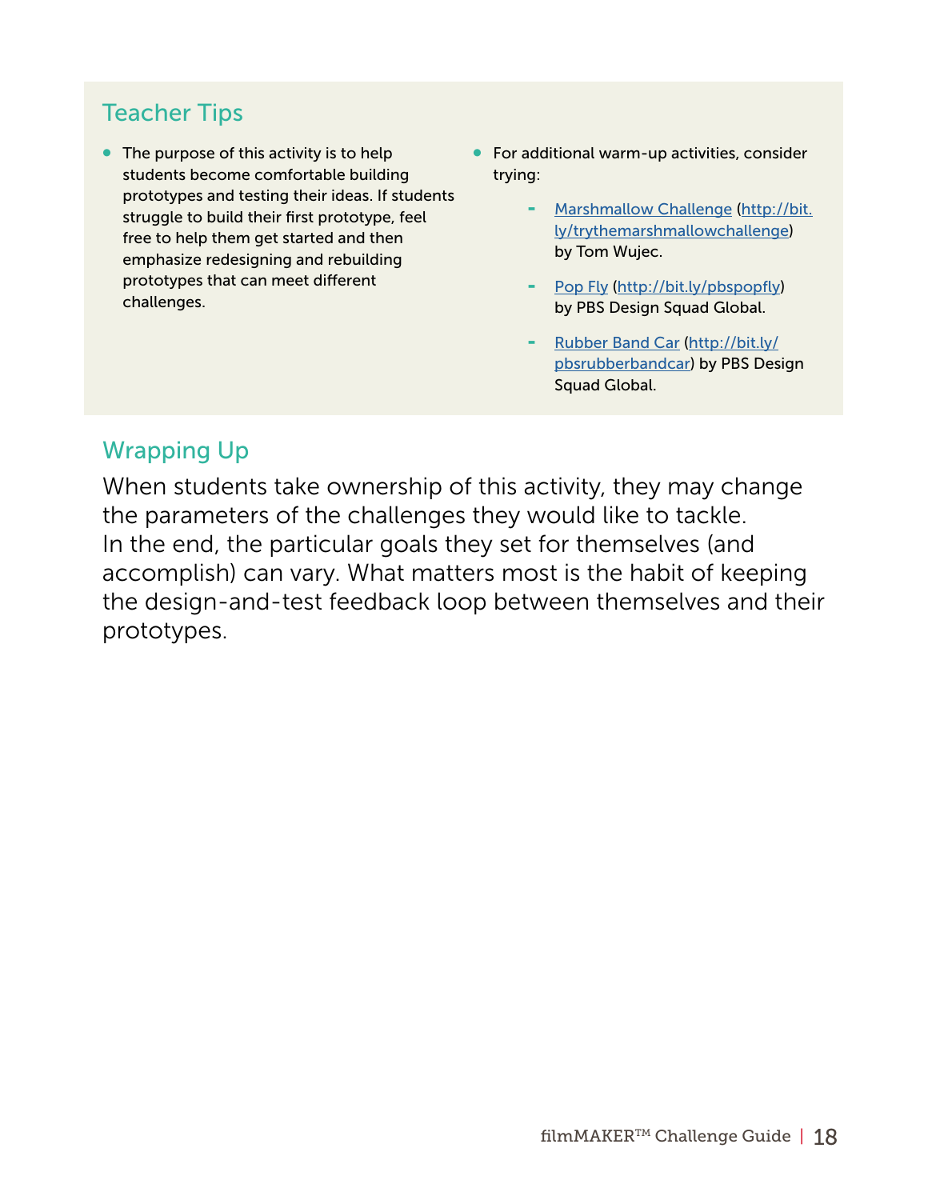## Teacher Tips

- The purpose of this activity is to help students become comfortable building prototypes and testing their ideas. If students struggle to build their first prototype, feel free to help them get started and then emphasize redesigning and rebuilding prototypes that can meet different challenges.
- For additional warm-up activities, consider trying:
    - [Marshmallow Challenge](http://bit.ly/trythemarshmallowchallenge) (http://bit.ly/trythemarshmallowchallenge) by Tom Wujec.
    - [Pop Fly](http://bit.ly/pbspopfly) (http://bit.ly/pbspopfly) by PBS Design Squad Global.
    - [Rubber Band Car](http://bit.ly/pbsrubberbandcar) (http://bit.ly/pbsrubberbandcar) by PBS Design Squad Global.

## Wrapping Up

When students take ownership of this activity, they may change the parameters of the challenges they would like to tackle. In the end, the particular goals they set for themselves (and accomplish) can vary. What matters most is the habit of keeping the design-and-test feedback loop between themselves and their prototypes.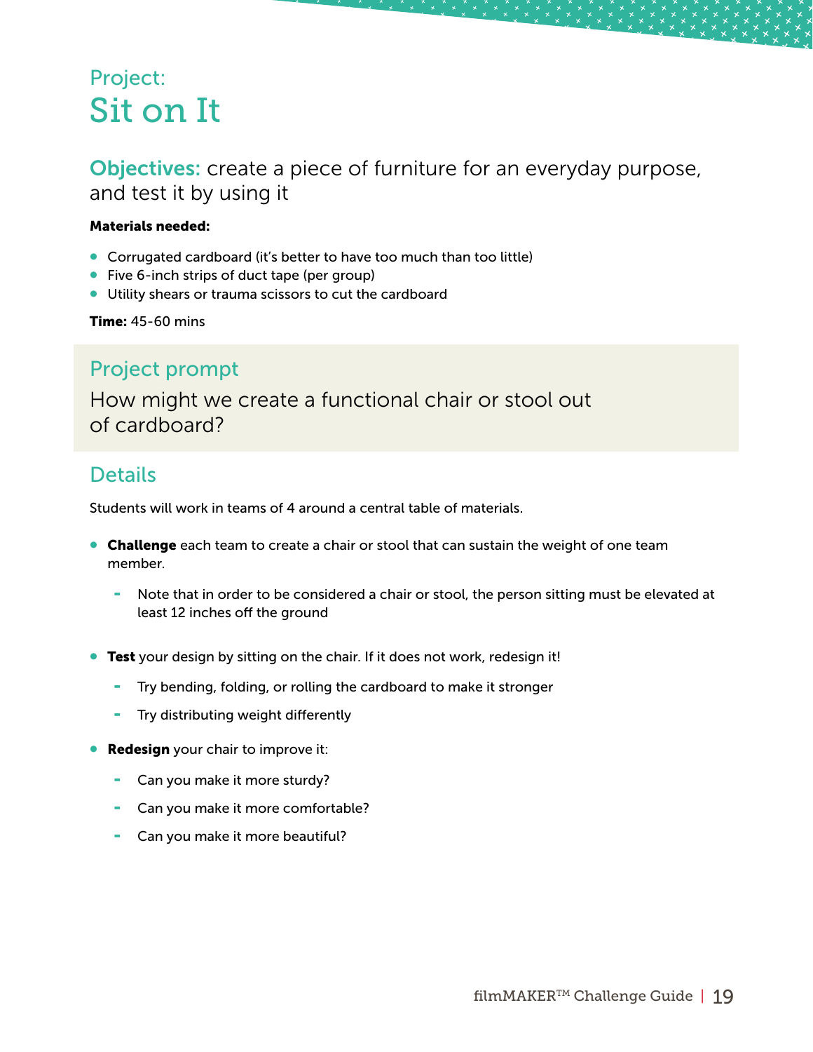Project:

# Sit on It

**Objectives:** create a piece of furniture for an everyday purpose, and test it by using it

**Materials needed:**

- Corrugated cardboard (it's better to have too much than too little)
- Five 6-inch strips of duct tape (per group)
- Utility shears or trauma scissors to cut the cardboard

**Time:** 45-60 mins

## Project prompt

How might we create a functional chair or stool out of cardboard?

## Details

Students will work in teams of 4 around a central table of materials.

- **Challenge** each team to create a chair or stool that can sustain the weight of one team member.
  - Note that in order to be considered a chair or stool, the person sitting must be elevated at least 12 inches off the ground
- **Test** your design by sitting on the chair. If it does not work, redesign it!
  - Try bending, folding, or rolling the cardboard to make it stronger
  - Try distributing weight differently
- **Redesign** your chair to improve it:
  - Can you make it more sturdy?
  - Can you make it more comfortable?
  - Can you make it more beautiful?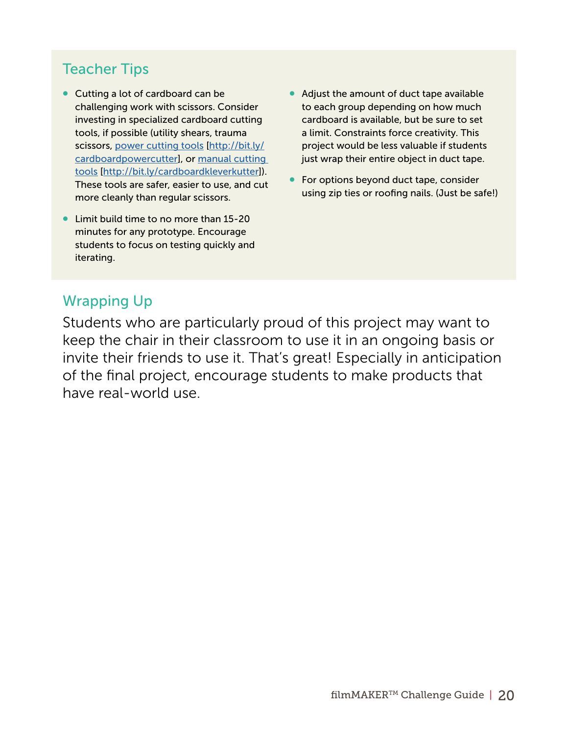## Teacher Tips

- Cutting a lot of cardboard can be challenging work with scissors. Consider investing in specialized cardboard cutting tools, if possible (utility shears, trauma scissors, [power cutting tools](http://bit.ly/cardboardpowercutter) [http://bit.ly/cardboardpowercutter], or [manual cutting tools](http://bit.ly/cardboardkleverkutter) [http://bit.ly/cardboardkleverkutter]). These tools are safer, easier to use, and cut more cleanly than regular scissors.
- Limit build time to no more than 15-20 minutes for any prototype. Encourage students to focus on testing quickly and iterating.
- Adjust the amount of duct tape available to each group depending on how much cardboard is available, but be sure to set a limit. Constraints force creativity. This project would be less valuable if students just wrap their entire object in duct tape.
- For options beyond duct tape, consider using zip ties or roofing nails. (Just be safe!)

## Wrapping Up

Students who are particularly proud of this project may want to keep the chair in their classroom to use it in an ongoing basis or invite their friends to use it. That's great! Especially in anticipation of the final project, encourage students to make products that have real-world use.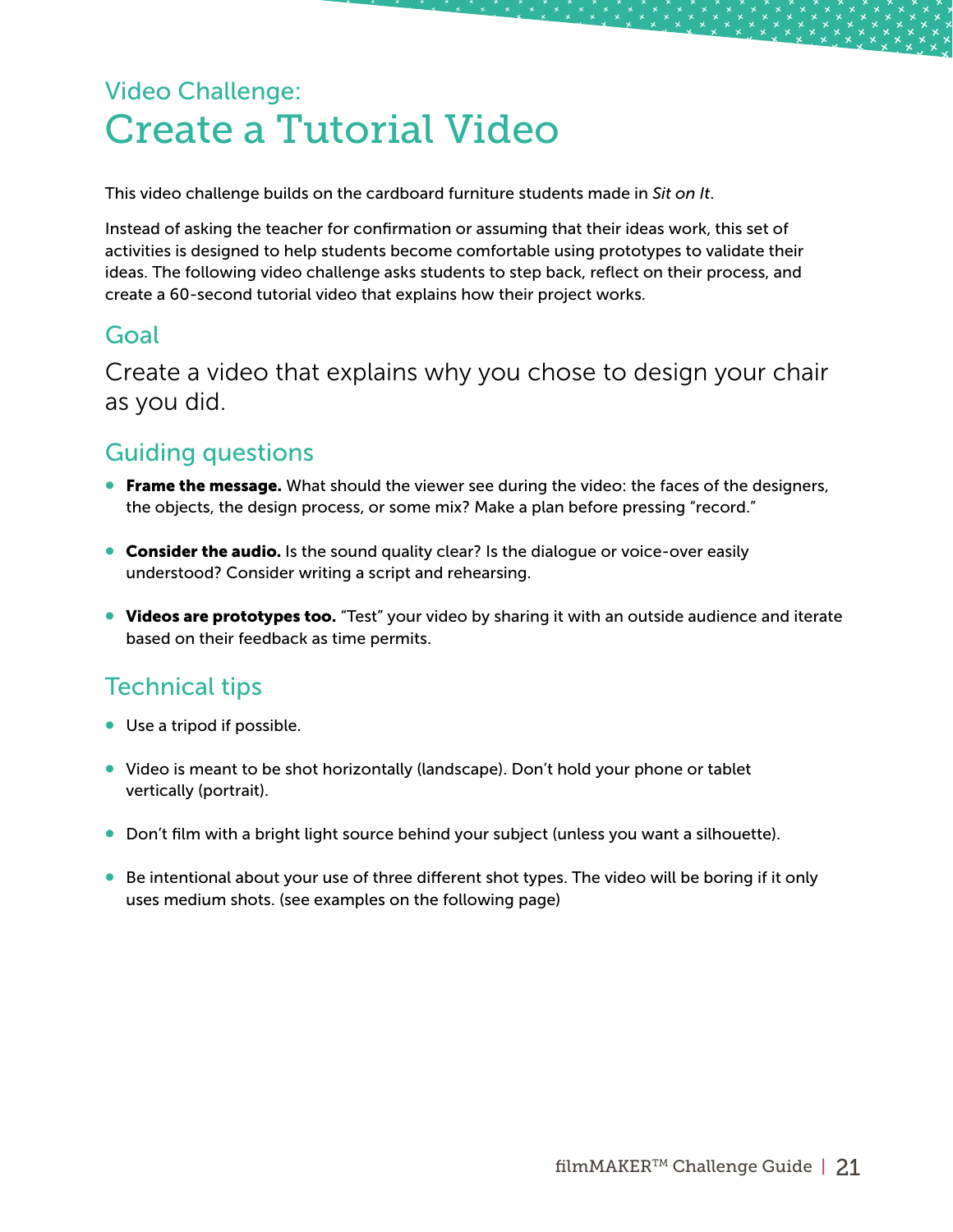# Video Challenge: Create a Tutorial Video

This video challenge builds on the cardboard furniture students made in *Sit on It*.

Instead of asking the teacher for confirmation or assuming that their ideas work, this set of activities is designed to help students become comfortable using prototypes to validate their ideas. The following video challenge asks students to step back, reflect on their process, and create a 60-second tutorial video that explains how their project works.

## Goal

Create a video that explains why you chose to design your chair as you did.

## Guiding questions

- **Frame the message.** What should the viewer see during the video: the faces of the designers, the objects, the design process, or some mix? Make a plan before pressing "record."
- **Consider the audio.** Is the sound quality clear? Is the dialogue or voice-over easily understood? Consider writing a script and rehearsing.
- **Videos are prototypes too.** "Test" your video by sharing it with an outside audience and iterate based on their feedback as time permits.

## Technical tips

- Use a tripod if possible.
- Video is meant to be shot horizontally (landscape). Don't hold your phone or tablet vertically (portrait).
- Don't film with a bright light source behind your subject (unless you want a silhouette).
- Be intentional about your use of three different shot types. The video will be boring if it only uses medium shots. (see examples on the following page)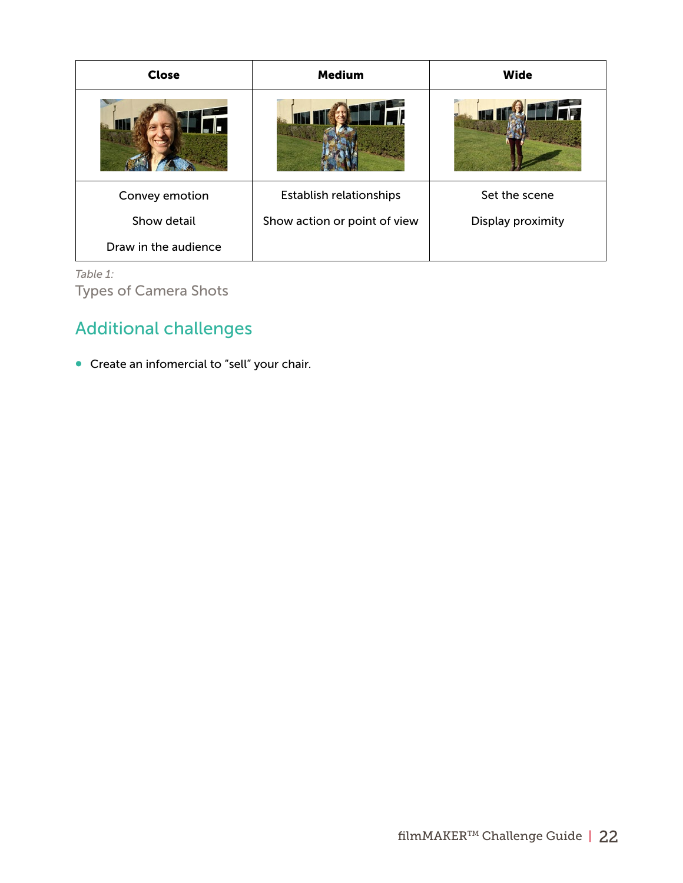| Close | Medium | Wide |
| --- | --- | --- |
| | | |
| Convey emotion<br><br>Show detail<br><br>Draw in the audience | Establish relationships<br><br>Show action or point of view | Set the scene<br><br>Display proximity |

*Table 1:*

Types of Camera Shots

## Additional challenges

- Create an infomercial to "sell" your chair.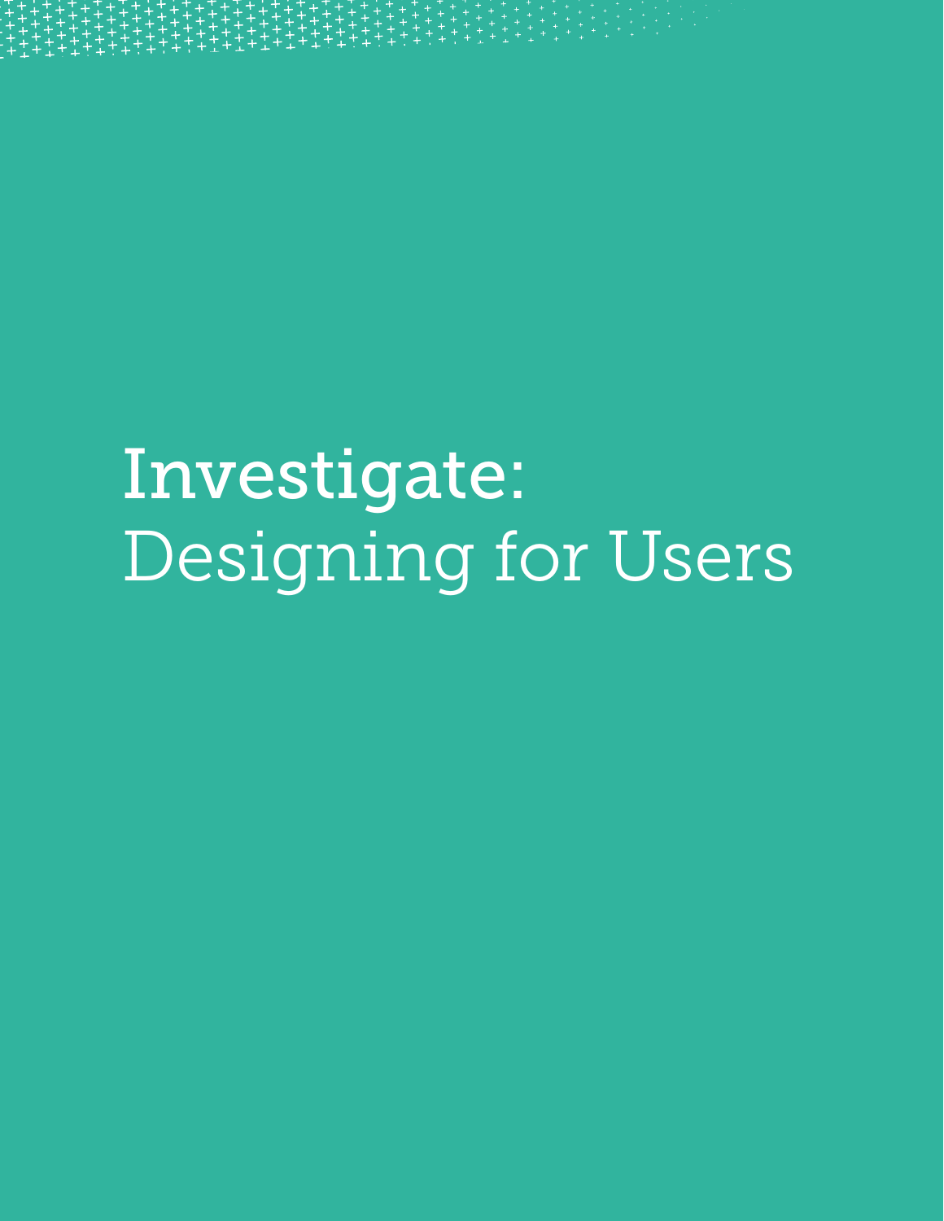# Investigate: Designing for Users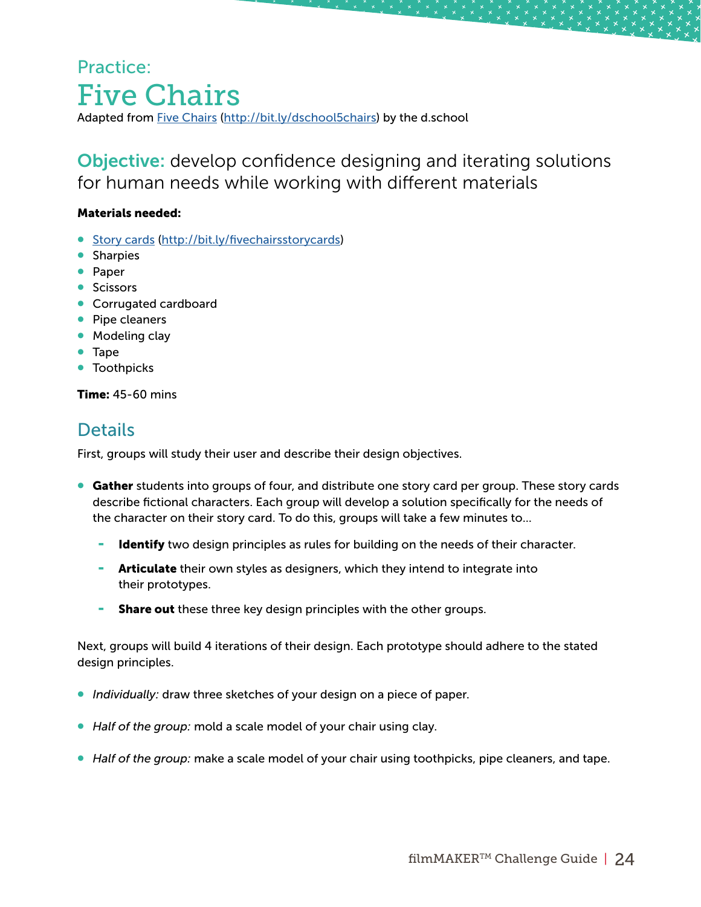Practice:

# Five Chairs

Adapted from [Five Chairs](http://bit.ly/dschool5chairs) (http://bit.ly/dschool5chairs) by the d.school

## Objective: develop confidence designing and iterating solutions for human needs while working with different materials

**Materials needed:**

- [Story cards](http://bit.ly/fivechairsstorycards) (http://bit.ly/fivechairsstorycards)
- Sharpies
- Paper
- Scissors
- Corrugated cardboard
- Pipe cleaners
- Modeling clay
- Tape
- Toothpicks

**Time:** 45-60 mins

## Details

First, groups will study their user and describe their design objectives.

- **Gather** students into groups of four, and distribute one story card per group. These story cards describe fictional characters. Each group will develop a solution specifically for the needs of the character on their story card. To do this, groups will take a few minutes to...
  - **Identify** two design principles as rules for building on the needs of their character.
  - **Articulate** their own styles as designers, which they intend to integrate into their prototypes.
  - **Share out** these three key design principles with the other groups.

Next, groups will build 4 iterations of their design. Each prototype should adhere to the stated design principles.

- *Individually:* draw three sketches of your design on a piece of paper.
- *Half of the group:* mold a scale model of your chair using clay.
- *Half of the group:* make a scale model of your chair using toothpicks, pipe cleaners, and tape.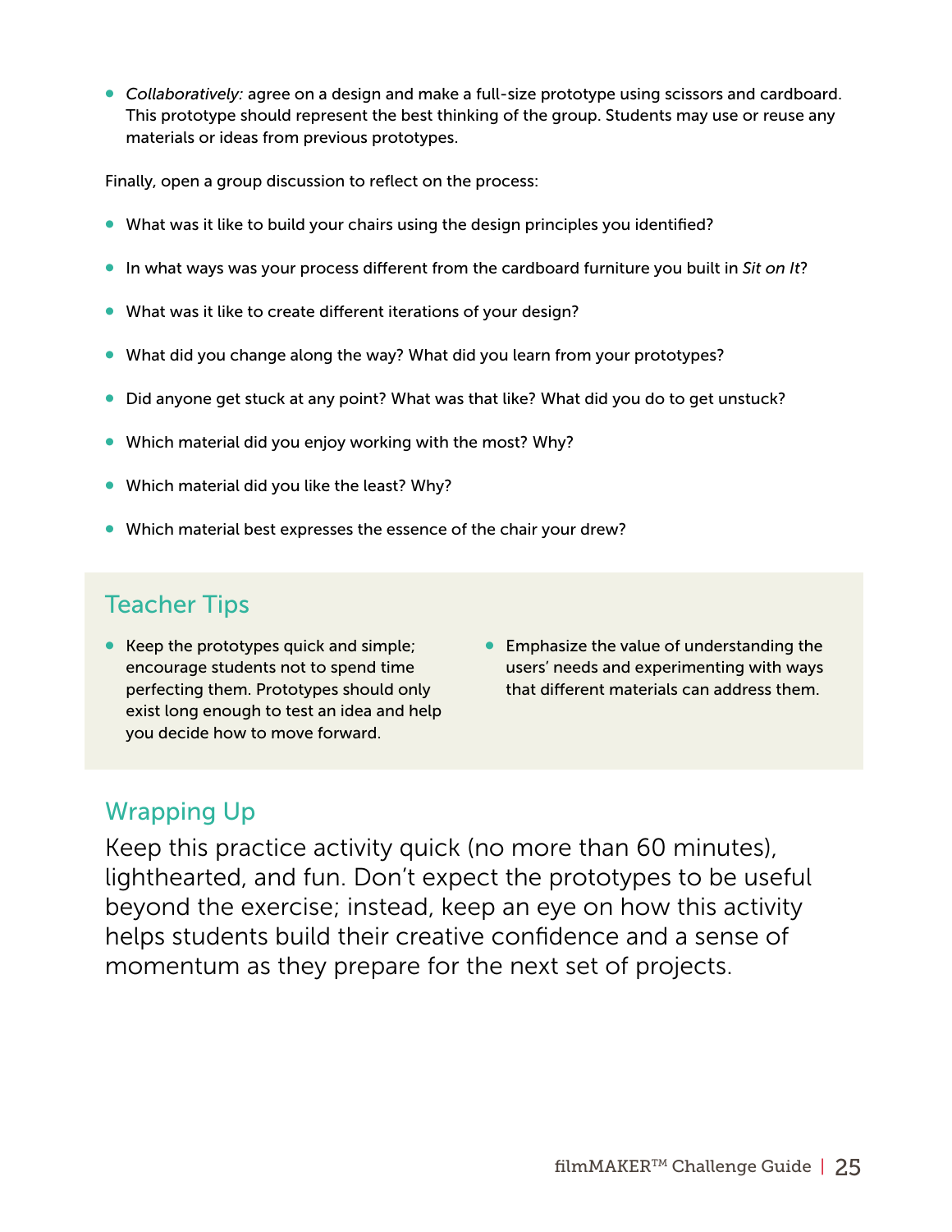- *Collaboratively:* agree on a design and make a full-size prototype using scissors and cardboard. This prototype should represent the best thinking of the group. Students may use or reuse any materials or ideas from previous prototypes.

Finally, open a group discussion to reflect on the process:

- What was it like to build your chairs using the design principles you identified?
- In what ways was your process different from the cardboard furniture you built in *Sit on It*?
- What was it like to create different iterations of your design?
- What did you change along the way? What did you learn from your prototypes?
- Did anyone get stuck at any point? What was that like? What did you do to get unstuck?
- Which material did you enjoy working with the most? Why?
- Which material did you like the least? Why?
- Which material best expresses the essence of the chair your drew?

## Teacher Tips

- Keep the prototypes quick and simple; encourage students not to spend time perfecting them. Prototypes should only exist long enough to test an idea and help you decide how to move forward.
- Emphasize the value of understanding the users' needs and experimenting with ways that different materials can address them.

## Wrapping Up

Keep this practice activity quick (no more than 60 minutes), lighthearted, and fun. Don't expect the prototypes to be useful beyond the exercise; instead, keep an eye on how this activity helps students build their creative confidence and a sense of momentum as they prepare for the next set of projects.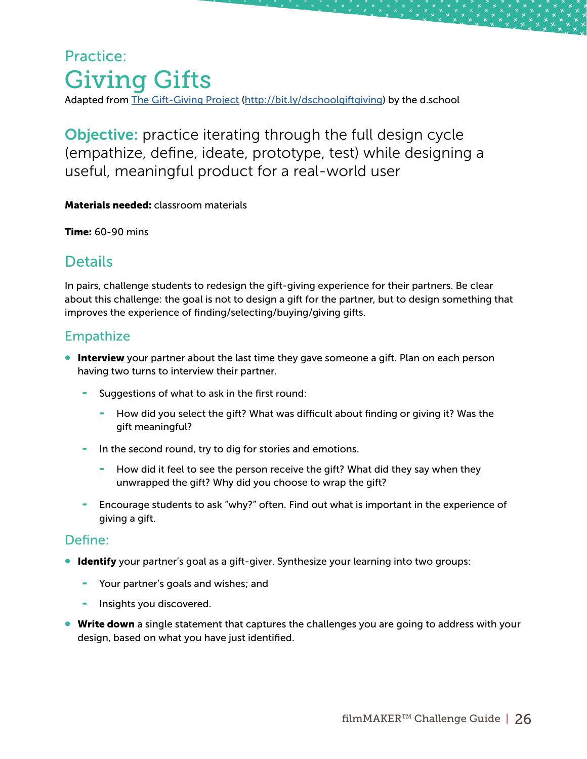Practice:

# Giving Gifts

Adapted from [The Gift-Giving Project](http://bit.ly/dschoolgiftgiving) (http://bit.ly/dschoolgiftgiving) by the d.school

**Objective:** practice iterating through the full design cycle (empathize, define, ideate, prototype, test) while designing a useful, meaningful product for a real-world user

**Materials needed:** classroom materials

**Time:** 60-90 mins

## Details

In pairs, challenge students to redesign the gift-giving experience for their partners. Be clear about this challenge: the goal is not to design a gift for the partner, but to design something that improves the experience of finding/selecting/buying/giving gifts.

### Empathize

- **Interview** your partner about the last time they gave someone a gift. Plan on each person having two turns to interview their partner.
  - Suggestions of what to ask in the first round:
    - How did you select the gift? What was difficult about finding or giving it? Was the gift meaningful?
  - In the second round, try to dig for stories and emotions.
    - How did it feel to see the person receive the gift? What did they say when they unwrapped the gift? Why did you choose to wrap the gift?
  - Encourage students to ask "why?" often. Find out what is important in the experience of giving a gift.

### Define:

- **Identify** your partner's goal as a gift-giver. Synthesize your learning into two groups:
  - Your partner's goals and wishes; and
  - Insights you discovered.
- **Write down** a single statement that captures the challenges you are going to address with your design, based on what you have just identified.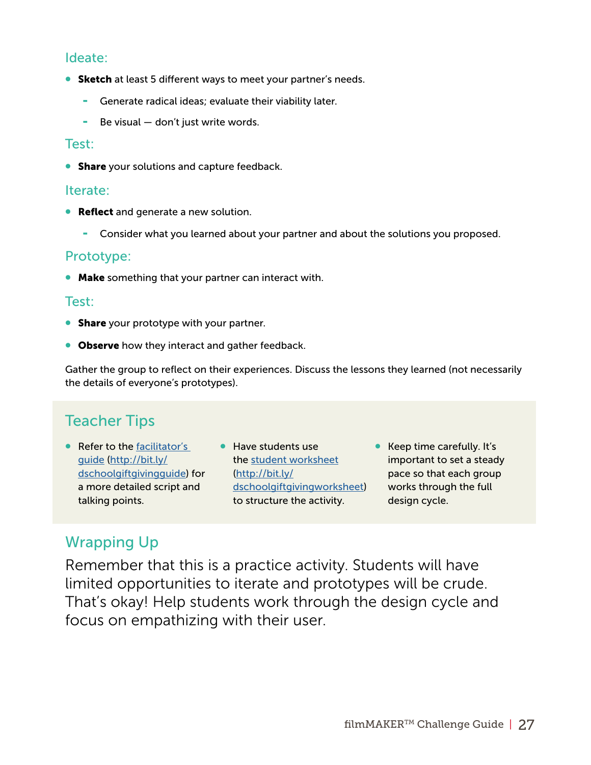### Ideate:

- **Sketch** at least 5 different ways to meet your partner's needs.
  - Generate radical ideas; evaluate their viability later.
  - Be visual — don't just write words.

### Test:

- **Share** your solutions and capture feedback.

### Iterate:

- **Reflect** and generate a new solution.
  - Consider what you learned about your partner and about the solutions you proposed.

### Prototype:

- **Make** something that your partner can interact with.

### Test:

- **Share** your prototype with your partner.
- **Observe** how they interact and gather feedback.

Gather the group to reflect on their experiences. Discuss the lessons they learned (not necessarily the details of everyone's prototypes).

## Teacher Tips

- Refer to the [facilitator's guide](http://bit.ly/dschoolgiftgivingguide) (http://bit.ly/dschoolgiftgivingguide) for a more detailed script and talking points.
- Have students use the [student worksheet](http://bit.ly/dschoolgiftgivingworksheet) (http://bit.ly/dschoolgiftgivingworksheet) to structure the activity.
- Keep time carefully. It's important to set a steady pace so that each group works through the full design cycle.

## Wrapping Up

Remember that this is a practice activity. Students will have limited opportunities to iterate and prototypes will be crude. That's okay! Help students work through the design cycle and focus on empathizing with their user.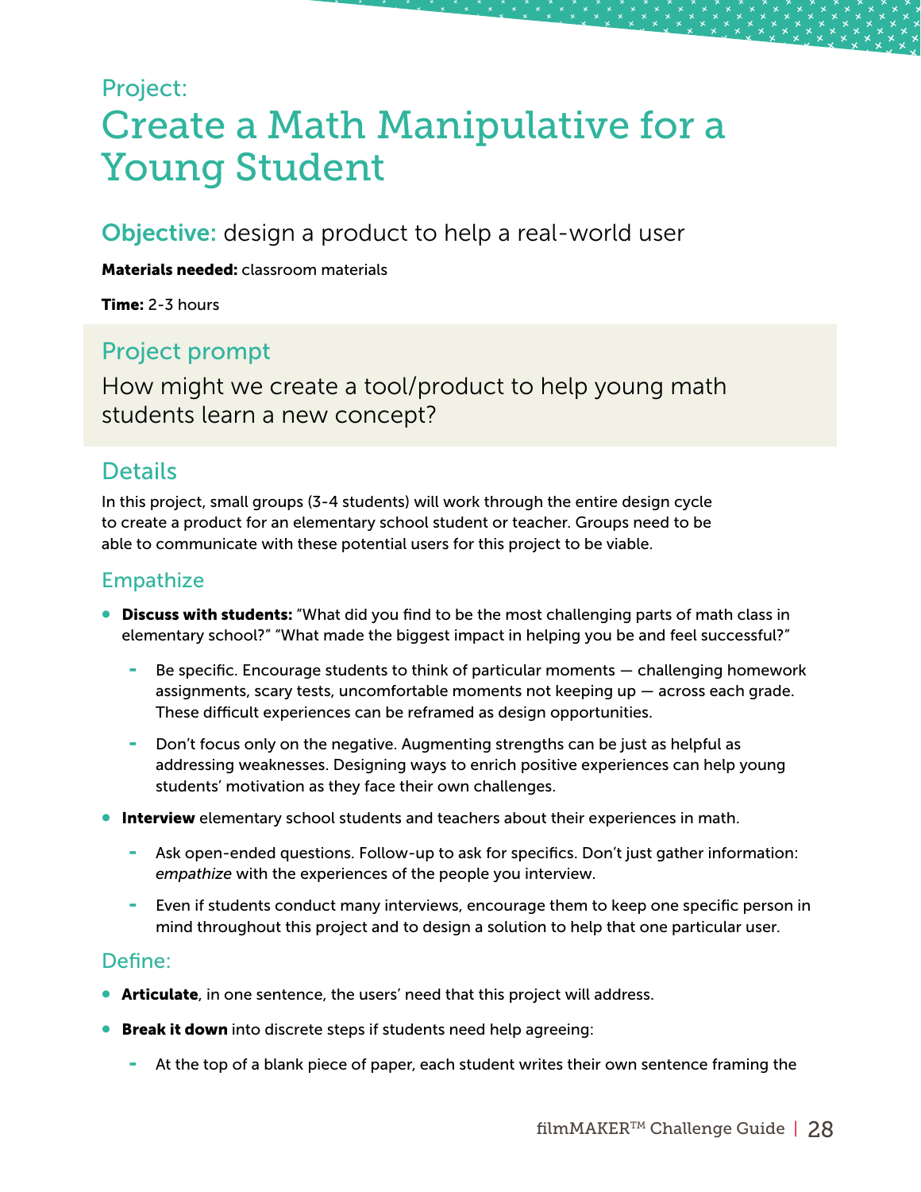Project:

# Create a Math Manipulative for a Young Student

## **Objective:** design a product to help a real-world user

**Materials needed:** classroom materials

**Time:** 2-3 hours

### Project prompt

How might we create a tool/product to help young math students learn a new concept?

### Details

In this project, small groups (3-4 students) will work through the entire design cycle to create a product for an elementary school student or teacher. Groups need to be able to communicate with these potential users for this project to be viable.

### Empathize

- **Discuss with students:** "What did you find to be the most challenging parts of math class in elementary school?" "What made the biggest impact in helping you be and feel successful?"
  - Be specific. Encourage students to think of particular moments — challenging homework assignments, scary tests, uncomfortable moments not keeping up — across each grade. These difficult experiences can be reframed as design opportunities.
  - Don't focus only on the negative. Augmenting strengths can be just as helpful as addressing weaknesses. Designing ways to enrich positive experiences can help young students' motivation as they face their own challenges.
- **Interview** elementary school students and teachers about their experiences in math.
  - Ask open-ended questions. Follow-up to ask for specifics. Don't just gather information: *empathize* with the experiences of the people you interview.
  - Even if students conduct many interviews, encourage them to keep one specific person in mind throughout this project and to design a solution to help that one particular user.

### Define:

- **Articulate**, in one sentence, the users' need that this project will address.
- **Break it down** into discrete steps if students need help agreeing:
  - At the top of a blank piece of paper, each student writes their own sentence framing the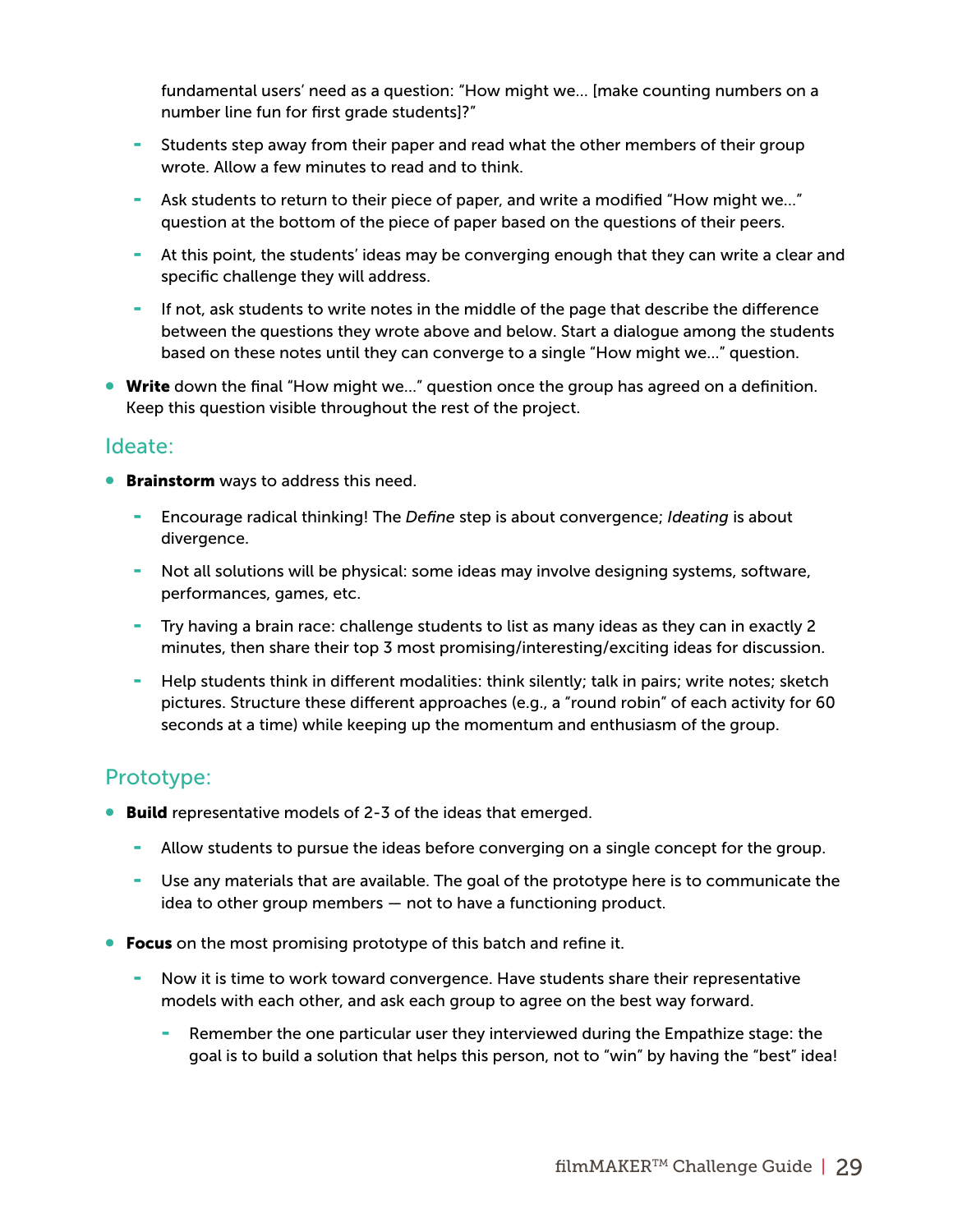fundamental users' need as a question: "How might we... [make counting numbers on a number line fun for first grade students]?"

  - Students step away from their paper and read what the other members of their group wrote. Allow a few minutes to read and to think.
  - Ask students to return to their piece of paper, and write a modified "How might we..." question at the bottom of the piece of paper based on the questions of their peers.
  - At this point, the students' ideas may be converging enough that they can write a clear and specific challenge they will address.
  - If not, ask students to write notes in the middle of the page that describe the difference between the questions they wrote above and below. Start a dialogue among the students based on these notes until they can converge to a single "How might we..." question.

- **Write** down the final "How might we..." question once the group has agreed on a definition. Keep this question visible throughout the rest of the project.

## Ideate:

- **Brainstorm** ways to address this need.
  - Encourage radical thinking! The *Define* step is about convergence; *Ideating* is about divergence.
  - Not all solutions will be physical: some ideas may involve designing systems, software, performances, games, etc.
  - Try having a brain race: challenge students to list as many ideas as they can in exactly 2 minutes, then share their top 3 most promising/interesting/exciting ideas for discussion.
  - Help students think in different modalities: think silently; talk in pairs; write notes; sketch pictures. Structure these different approaches (e.g., a "round robin" of each activity for 60 seconds at a time) while keeping up the momentum and enthusiasm of the group.

## Prototype:

- **Build** representative models of 2-3 of the ideas that emerged.
  - Allow students to pursue the ideas before converging on a single concept for the group.
  - Use any materials that are available. The goal of the prototype here is to communicate the idea to other group members — not to have a functioning product.

- **Focus** on the most promising prototype of this batch and refine it.
  - Now it is time to work toward convergence. Have students share their representative models with each other, and ask each group to agree on the best way forward.
    - Remember the one particular user they interviewed during the Empathize stage: the goal is to build a solution that helps this person, not to "win" by having the "best" idea!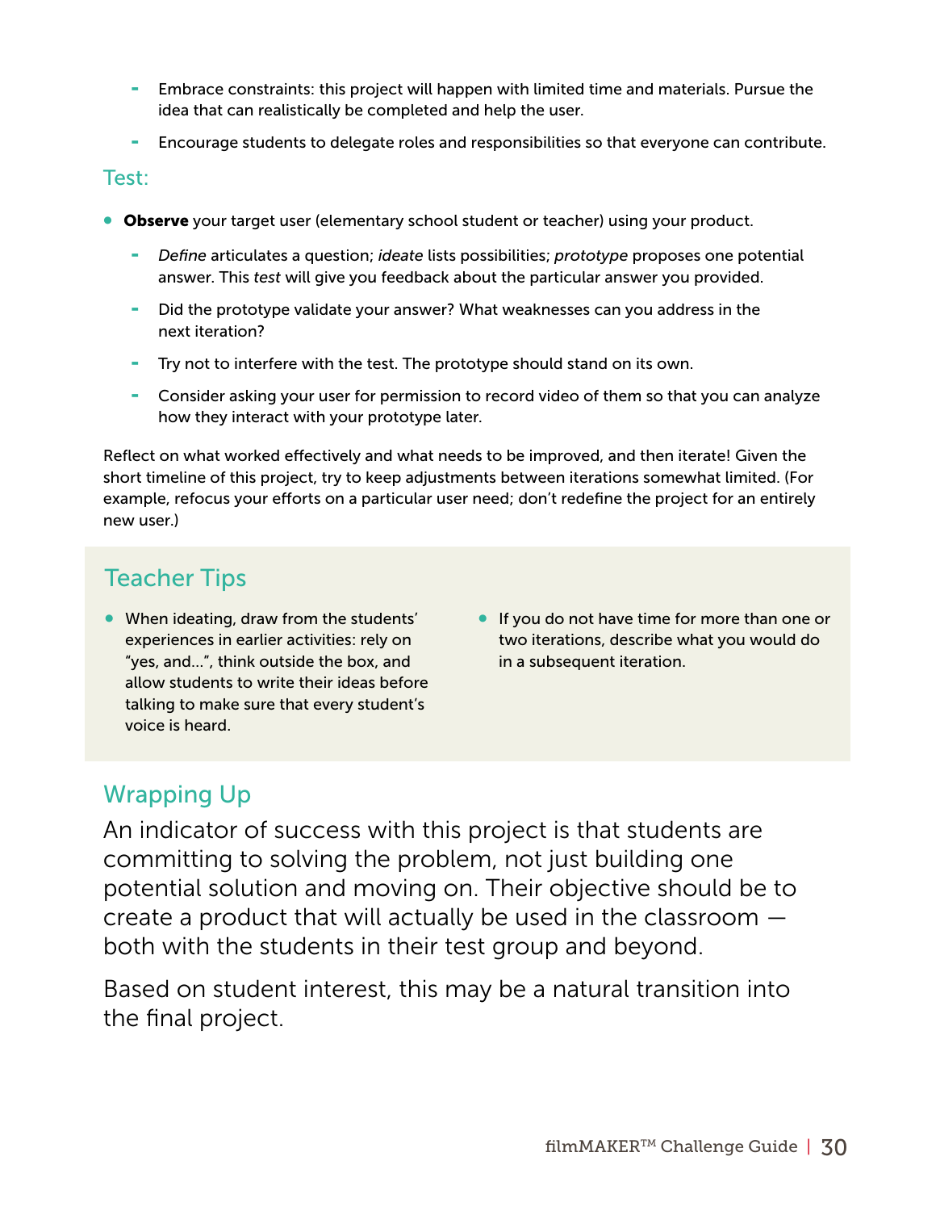- Embrace constraints: this project will happen with limited time and materials. Pursue the idea that can realistically be completed and help the user.
- Encourage students to delegate roles and responsibilities so that everyone can contribute.

## Test:

- **Observe** your target user (elementary school student or teacher) using your product.
  - *Define* articulates a question; *ideate* lists possibilities; *prototype* proposes one potential answer. This *test* will give you feedback about the particular answer you provided.
  - Did the prototype validate your answer? What weaknesses can you address in the next iteration?
  - Try not to interfere with the test. The prototype should stand on its own.
  - Consider asking your user for permission to record video of them so that you can analyze how they interact with your prototype later.

Reflect on what worked effectively and what needs to be improved, and then iterate! Given the short timeline of this project, try to keep adjustments between iterations somewhat limited. (For example, refocus your efforts on a particular user need; don't redefine the project for an entirely new user.)

## Teacher Tips

- When ideating, draw from the students' experiences in earlier activities: rely on "yes, and...", think outside the box, and allow students to write their ideas before talking to make sure that every student's voice is heard.
- If you do not have time for more than one or two iterations, describe what you would do in a subsequent iteration.

## Wrapping Up

An indicator of success with this project is that students are committing to solving the problem, not just building one potential solution and moving on. Their objective should be to create a product that will actually be used in the classroom — both with the students in their test group and beyond.

Based on student interest, this may be a natural transition into the final project.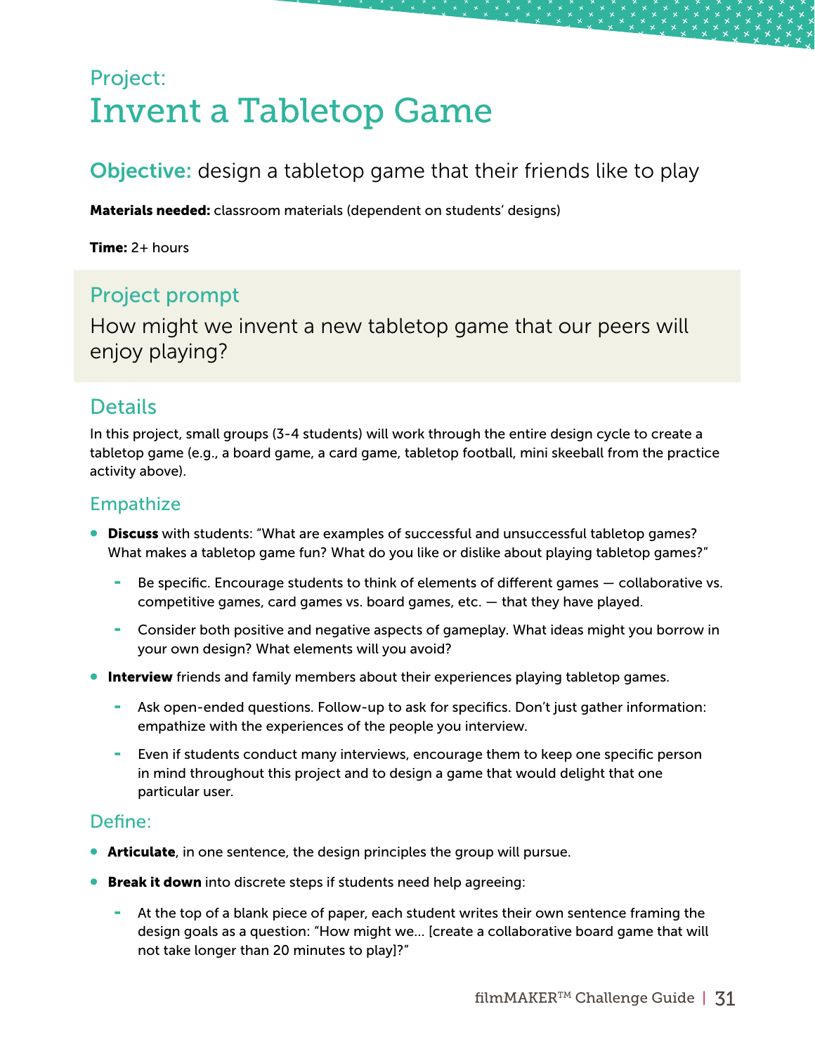Project:

# Invent a Tabletop Game

## Objective: design a tabletop game that their friends like to play

**Materials needed:** classroom materials (dependent on students' designs)

**Time:** 2+ hours

## Project prompt

How might we invent a new tabletop game that our peers will enjoy playing?

## Details

In this project, small groups (3-4 students) will work through the entire design cycle to create a tabletop game (e.g., a board game, a card game, tabletop football, mini skeeball from the practice activity above).

### Empathize

- **Discuss** with students: "What are examples of successful and unsuccessful tabletop games? What makes a tabletop game fun? What do you like or dislike about playing tabletop games?"
  - Be specific. Encourage students to think of elements of different games — collaborative vs. competitive games, card games vs. board games, etc. — that they have played.
  - Consider both positive and negative aspects of gameplay. What ideas might you borrow in your own design? What elements will you avoid?
- **Interview** friends and family members about their experiences playing tabletop games.
  - Ask open-ended questions. Follow-up to ask for specifics. Don't just gather information: empathize with the experiences of the people you interview.
  - Even if students conduct many interviews, encourage them to keep one specific person in mind throughout this project and to design a game that would delight that one particular user.

### Define:

- **Articulate**, in one sentence, the design principles the group will pursue.
- **Break it down** into discrete steps if students need help agreeing:
  - At the top of a blank piece of paper, each student writes their own sentence framing the design goals as a question: "How might we… [create a collaborative board game that will not take longer than 20 minutes to play]?"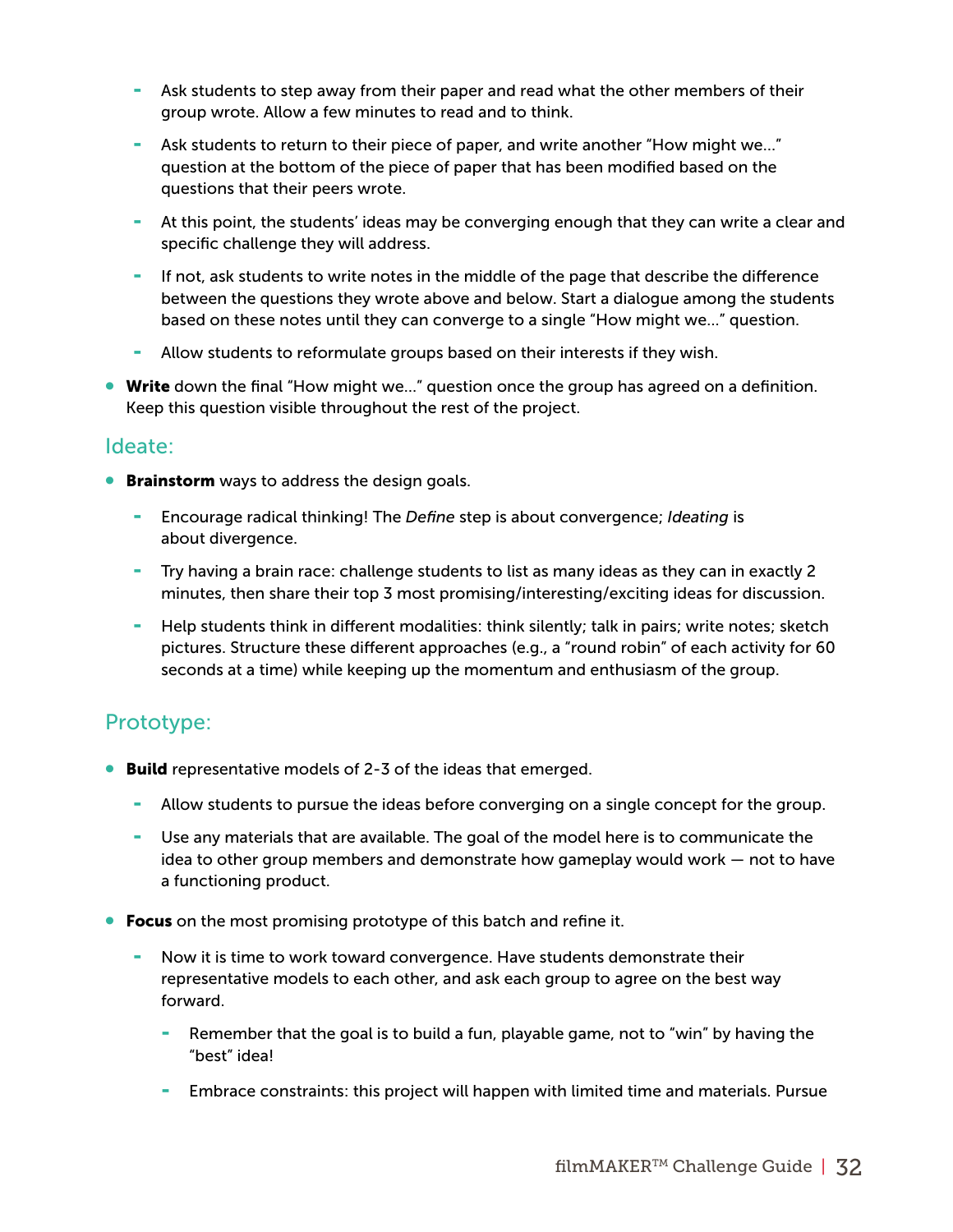- Ask students to step away from their paper and read what the other members of their group wrote. Allow a few minutes to read and to think.
  - Ask students to return to their piece of paper, and write another "How might we…" question at the bottom of the piece of paper that has been modified based on the questions that their peers wrote.
  - At this point, the students' ideas may be converging enough that they can write a clear and specific challenge they will address.
  - If not, ask students to write notes in the middle of the page that describe the difference between the questions they wrote above and below. Start a dialogue among the students based on these notes until they can converge to a single "How might we…" question.
  - Allow students to reformulate groups based on their interests if they wish.
- **Write** down the final "How might we…" question once the group has agreed on a definition. Keep this question visible throughout the rest of the project.

## Ideate:

- **Brainstorm** ways to address the design goals.
  - Encourage radical thinking! The *Define* step is about convergence; *Ideating* is about divergence.
  - Try having a brain race: challenge students to list as many ideas as they can in exactly 2 minutes, then share their top 3 most promising/interesting/exciting ideas for discussion.
  - Help students think in different modalities: think silently; talk in pairs; write notes; sketch pictures. Structure these different approaches (e.g., a "round robin" of each activity for 60 seconds at a time) while keeping up the momentum and enthusiasm of the group.

## Prototype:

- **Build** representative models of 2-3 of the ideas that emerged.
  - Allow students to pursue the ideas before converging on a single concept for the group.
  - Use any materials that are available. The goal of the model here is to communicate the idea to other group members and demonstrate how gameplay would work — not to have a functioning product.
- **Focus** on the most promising prototype of this batch and refine it.
  - Now it is time to work toward convergence. Have students demonstrate their representative models to each other, and ask each group to agree on the best way forward.
    - Remember that the goal is to build a fun, playable game, not to "win" by having the "best" idea!
    - Embrace constraints: this project will happen with limited time and materials. Pursue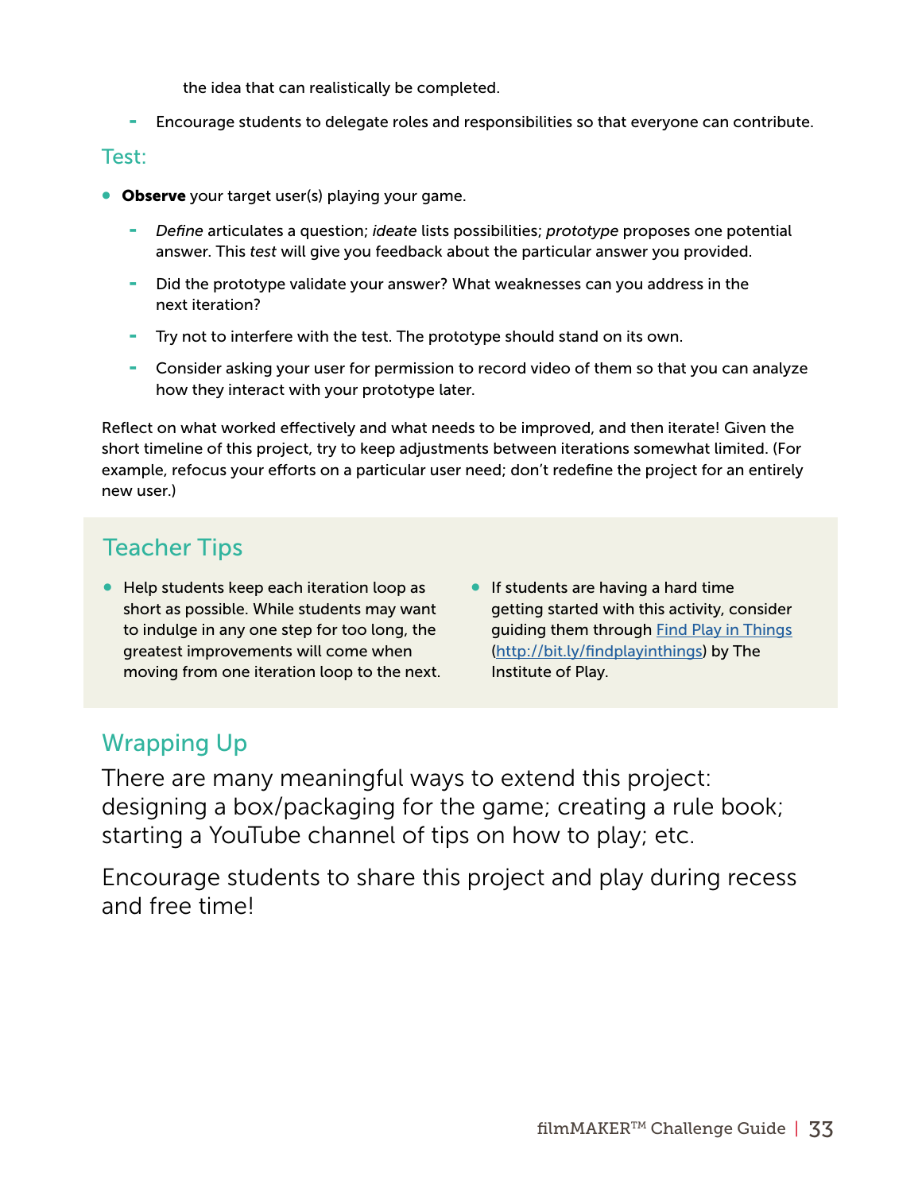the idea that can realistically be completed.

- Encourage students to delegate roles and responsibilities so that everyone can contribute.

### Test:

- **Observe** your target user(s) playing your game.
  - *Define* articulates a question; *ideate* lists possibilities; *prototype* proposes one potential answer. This *test* will give you feedback about the particular answer you provided.
  - Did the prototype validate your answer? What weaknesses can you address in the next iteration?
  - Try not to interfere with the test. The prototype should stand on its own.
  - Consider asking your user for permission to record video of them so that you can analyze how they interact with your prototype later.

Reflect on what worked effectively and what needs to be improved, and then iterate! Given the short timeline of this project, try to keep adjustments between iterations somewhat limited. (For example, refocus your efforts on a particular user need; don't redefine the project for an entirely new user.)

## Teacher Tips

- Help students keep each iteration loop as short as possible. While students may want to indulge in any one step for too long, the greatest improvements will come when moving from one iteration loop to the next.
- If students are having a hard time getting started with this activity, consider guiding them through [Find Play in Things](http://bit.ly/findplayinthings) (http://bit.ly/findplayinthings) by The Institute of Play.

## Wrapping Up

There are many meaningful ways to extend this project: designing a box/packaging for the game; creating a rule book; starting a YouTube channel of tips on how to play; etc.

Encourage students to share this project and play during recess and free time!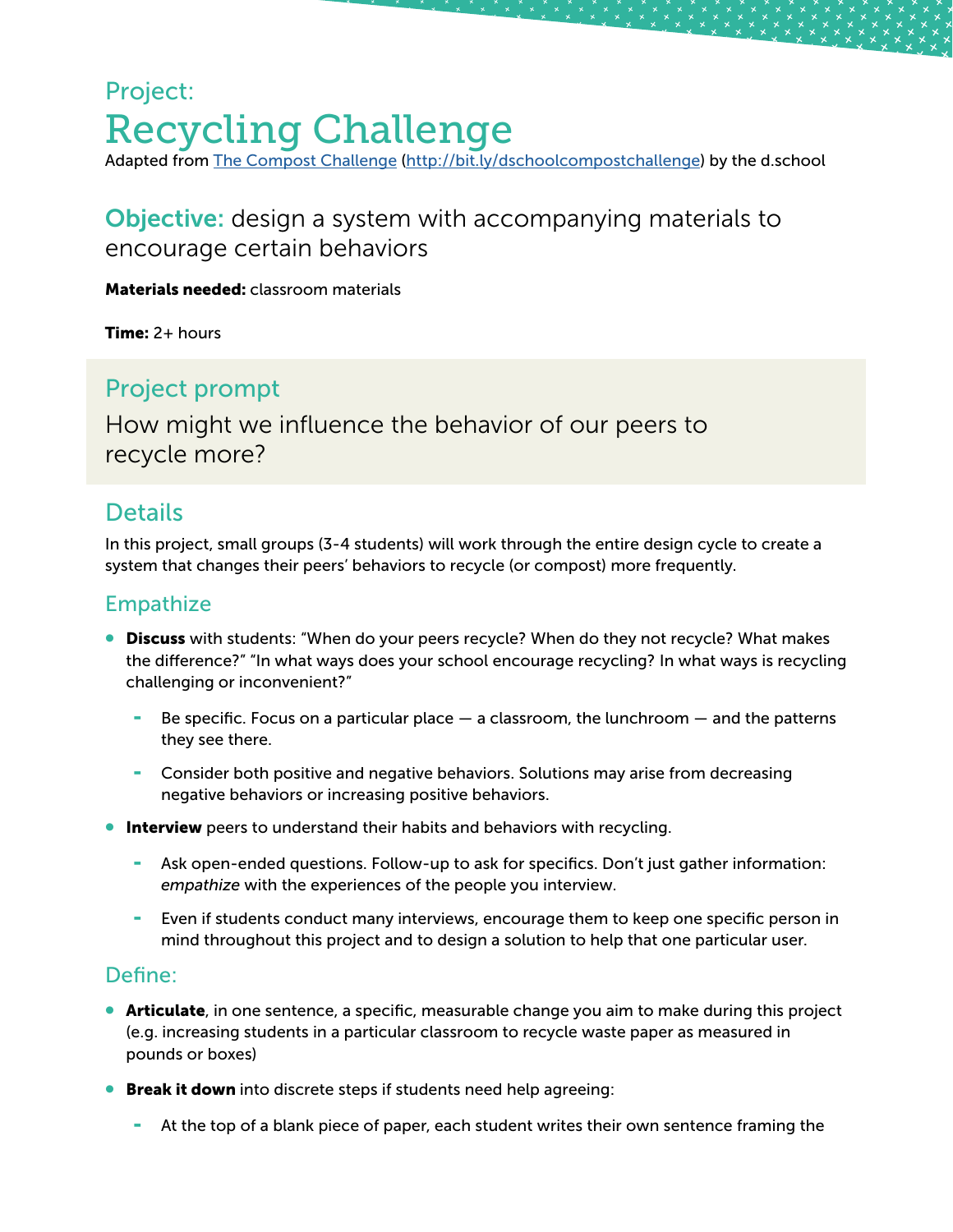Project:

# Recycling Challenge

Adapted from [The Compost Challenge](http://bit.ly/dschoolcompostchallenge) (http://bit.ly/dschoolcompostchallenge) by the d.school

**Objective:** design a system with accompanying materials to encourage certain behaviors

**Materials needed:** classroom materials

**Time:** 2+ hours

## Project prompt

How might we influence the behavior of our peers to recycle more?

## Details

In this project, small groups (3-4 students) will work through the entire design cycle to create a system that changes their peers' behaviors to recycle (or compost) more frequently.

### Empathize

- **Discuss** with students: "When do your peers recycle? When do they not recycle? What makes the difference?" "In what ways does your school encourage recycling? In what ways is recycling challenging or inconvenient?"
  - Be specific. Focus on a particular place — a classroom, the lunchroom — and the patterns they see there.
  - Consider both positive and negative behaviors. Solutions may arise from decreasing negative behaviors or increasing positive behaviors.
- **Interview** peers to understand their habits and behaviors with recycling.
  - Ask open-ended questions. Follow-up to ask for specifics. Don't just gather information: *empathize* with the experiences of the people you interview.
  - Even if students conduct many interviews, encourage them to keep one specific person in mind throughout this project and to design a solution to help that one particular user.

### Define:

- **Articulate**, in one sentence, a specific, measurable change you aim to make during this project (e.g. increasing students in a particular classroom to recycle waste paper as measured in pounds or boxes)
- **Break it down** into discrete steps if students need help agreeing:
  - At the top of a blank piece of paper, each student writes their own sentence framing the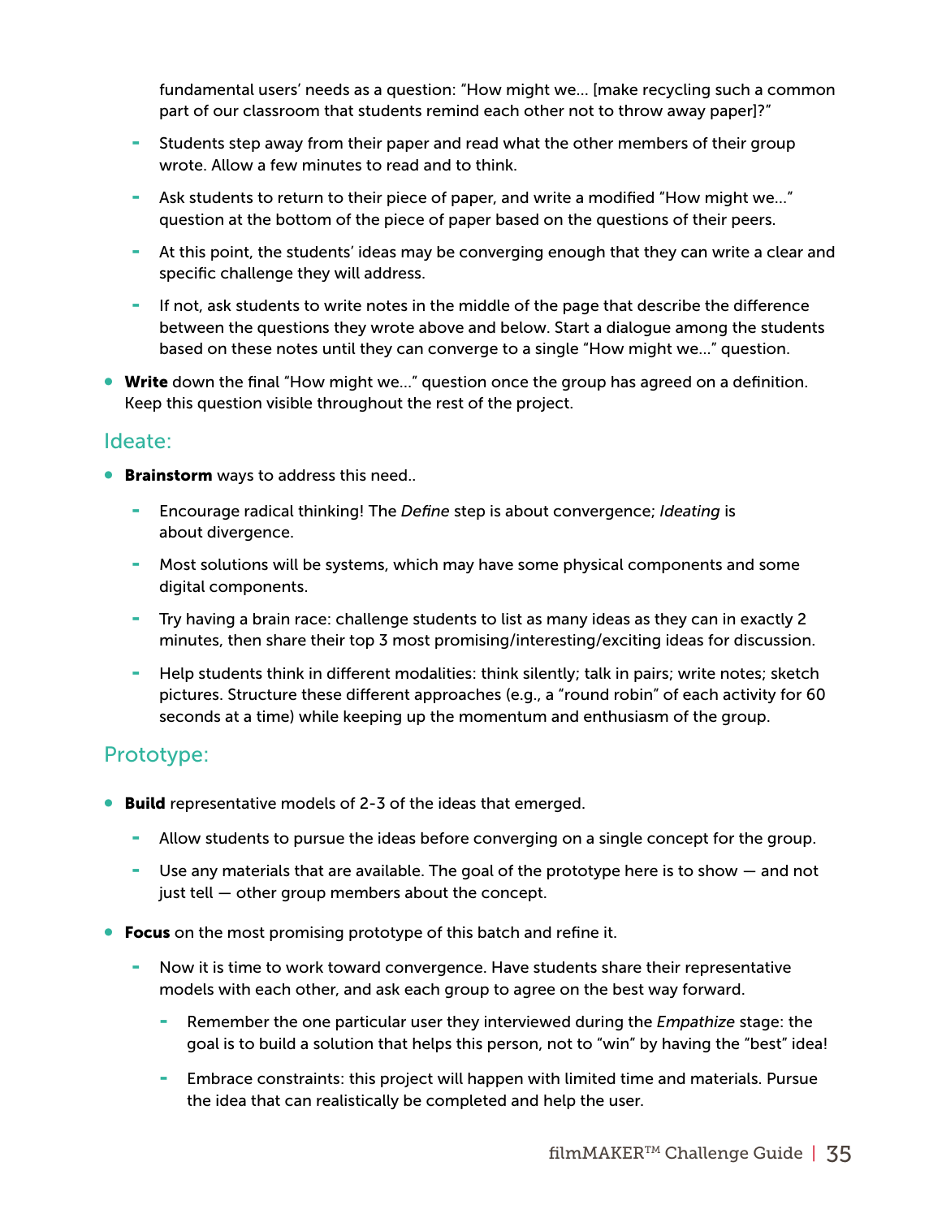fundamental users' needs as a question: "How might we... [make recycling such a common part of our classroom that students remind each other not to throw away paper]?"

- Students step away from their paper and read what the other members of their group wrote. Allow a few minutes to read and to think.
- Ask students to return to their piece of paper, and write a modified "How might we..." question at the bottom of the piece of paper based on the questions of their peers.
- At this point, the students' ideas may be converging enough that they can write a clear and specific challenge they will address.
- If not, ask students to write notes in the middle of the page that describe the difference between the questions they wrote above and below. Start a dialogue among the students based on these notes until they can converge to a single "How might we..." question.

- **Write** down the final "How might we..." question once the group has agreed on a definition. Keep this question visible throughout the rest of the project.

## Ideate:

- **Brainstorm** ways to address this need..
  - Encourage radical thinking! The *Define* step is about convergence; *Ideating* is about divergence.
  - Most solutions will be systems, which may have some physical components and some digital components.
  - Try having a brain race: challenge students to list as many ideas as they can in exactly 2 minutes, then share their top 3 most promising/interesting/exciting ideas for discussion.
  - Help students think in different modalities: think silently; talk in pairs; write notes; sketch pictures. Structure these different approaches (e.g., a "round robin" of each activity for 60 seconds at a time) while keeping up the momentum and enthusiasm of the group.

## Prototype:

- **Build** representative models of 2-3 of the ideas that emerged.
  - Allow students to pursue the ideas before converging on a single concept for the group.
  - Use any materials that are available. The goal of the prototype here is to show — and not just tell — other group members about the concept.
- **Focus** on the most promising prototype of this batch and refine it.
  - Now it is time to work toward convergence. Have students share their representative models with each other, and ask each group to agree on the best way forward.
    - Remember the one particular user they interviewed during the *Empathize* stage: the goal is to build a solution that helps this person, not to "win" by having the "best" idea!
    - Embrace constraints: this project will happen with limited time and materials. Pursue the idea that can realistically be completed and help the user.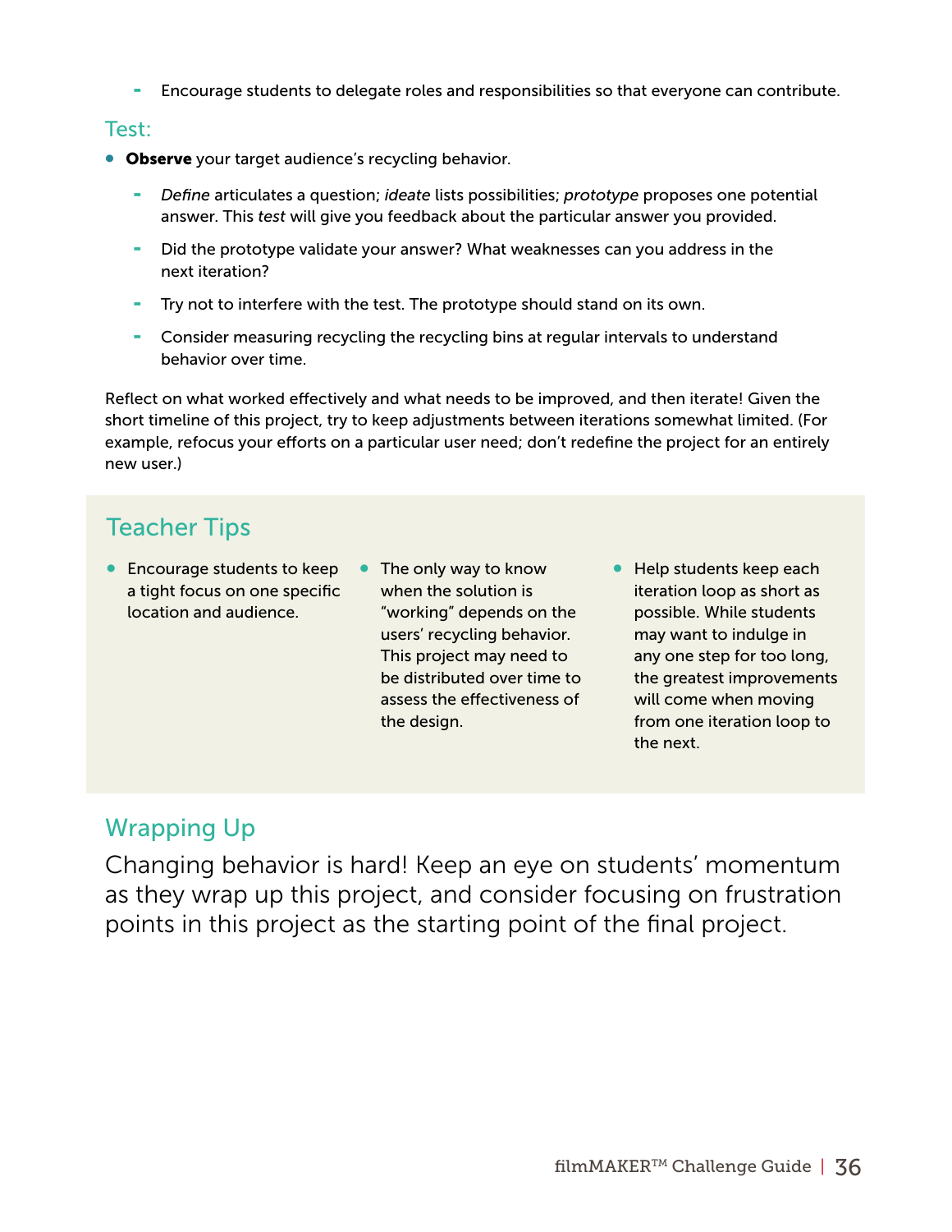- Encourage students to delegate roles and responsibilities so that everyone can contribute.

## Test:

- **Observe** your target audience's recycling behavior.
  - *Define* articulates a question; *ideate* lists possibilities; *prototype* proposes one potential answer. This *test* will give you feedback about the particular answer you provided.
  - Did the prototype validate your answer? What weaknesses can you address in the next iteration?
  - Try not to interfere with the test. The prototype should stand on its own.
  - Consider measuring recycling the recycling bins at regular intervals to understand behavior over time.

Reflect on what worked effectively and what needs to be improved, and then iterate! Given the short timeline of this project, try to keep adjustments between iterations somewhat limited. (For example, refocus your efforts on a particular user need; don't redefine the project for an entirely new user.)

## Teacher Tips

- Encourage students to keep a tight focus on one specific location and audience.
- The only way to know when the solution is "working" depends on the users' recycling behavior. This project may need to be distributed over time to assess the effectiveness of the design.
- Help students keep each iteration loop as short as possible. While students may want to indulge in any one step for too long, the greatest improvements will come when moving from one iteration loop to the next.

## Wrapping Up

Changing behavior is hard! Keep an eye on students' momentum as they wrap up this project, and consider focusing on frustration points in this project as the starting point of the final project.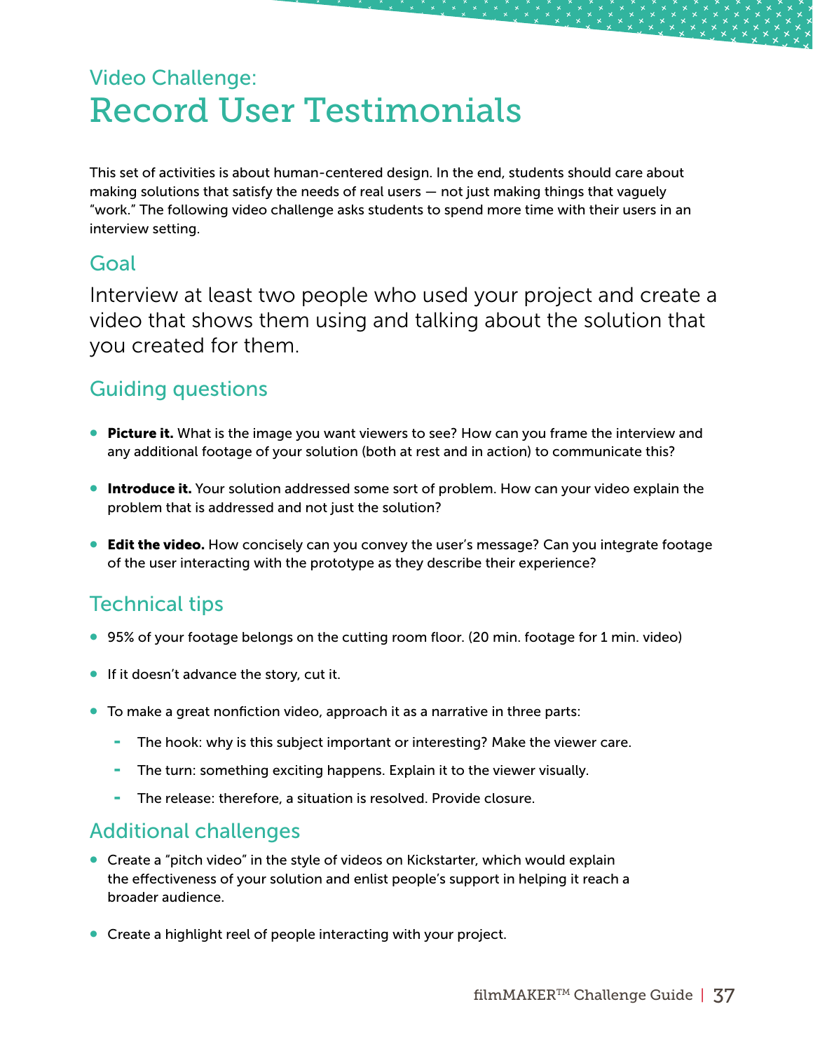Video Challenge:

# Record User Testimonials

This set of activities is about human-centered design. In the end, students should care about making solutions that satisfy the needs of real users — not just making things that vaguely "work." The following video challenge asks students to spend more time with their users in an interview setting.

## Goal

Interview at least two people who used your project and create a video that shows them using and talking about the solution that you created for them.

## Guiding questions

- **Picture it.** What is the image you want viewers to see? How can you frame the interview and any additional footage of your solution (both at rest and in action) to communicate this?
- **Introduce it.** Your solution addressed some sort of problem. How can your video explain the problem that is addressed and not just the solution?
- **Edit the video.** How concisely can you convey the user's message? Can you integrate footage of the user interacting with the prototype as they describe their experience?

## Technical tips

- 95% of your footage belongs on the cutting room floor. (20 min. footage for 1 min. video)
- If it doesn't advance the story, cut it.
- To make a great nonfiction video, approach it as a narrative in three parts:
  - The hook: why is this subject important or interesting? Make the viewer care.
  - The turn: something exciting happens. Explain it to the viewer visually.
  - The release: therefore, a situation is resolved. Provide closure.

## Additional challenges

- Create a "pitch video" in the style of videos on Kickstarter, which would explain the effectiveness of your solution and enlist people's support in helping it reach a broader audience.
- Create a highlight reel of people interacting with your project.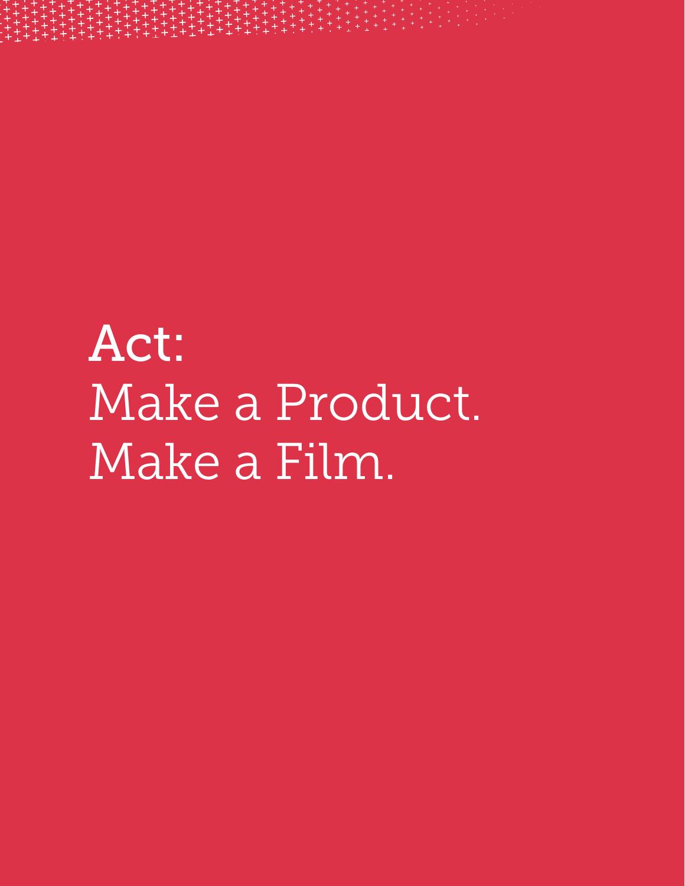# Act:
# Make a Product.
# Make a Film.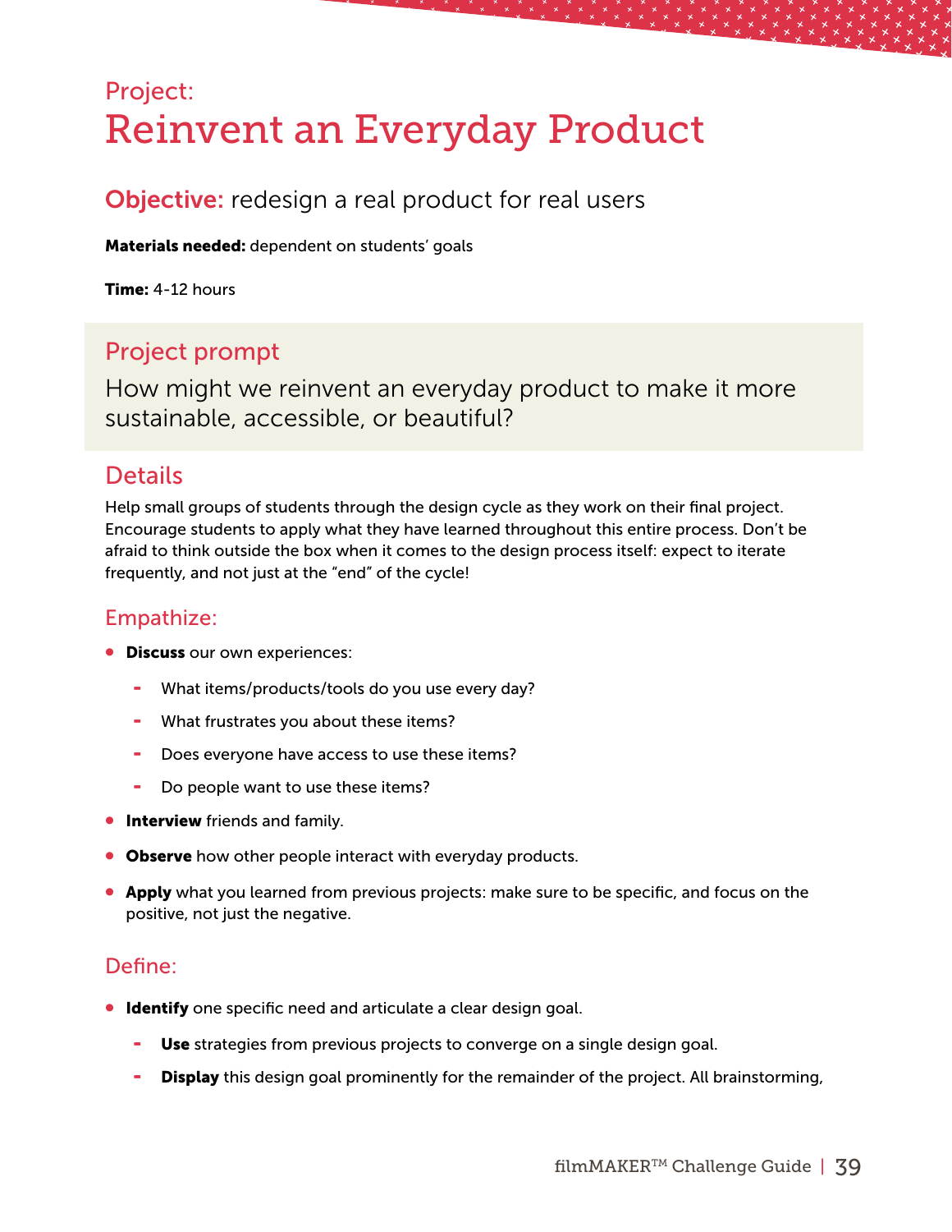## Project:
# Reinvent an Everyday Product

**Objective:** redesign a real product for real users

**Materials needed:** dependent on students' goals

**Time:** 4-12 hours

## Project prompt

How might we reinvent an everyday product to make it more sustainable, accessible, or beautiful?

## Details

Help small groups of students through the design cycle as they work on their final project. Encourage students to apply what they have learned throughout this entire process. Don't be afraid to think outside the box when it comes to the design process itself: expect to iterate frequently, and not just at the "end" of the cycle!

### Empathize:

- **Discuss** our own experiences:
  - What items/products/tools do you use every day?
  - What frustrates you about these items?
  - Does everyone have access to use these items?
  - Do people want to use these items?
- **Interview** friends and family.
- **Observe** how other people interact with everyday products.
- **Apply** what you learned from previous projects: make sure to be specific, and focus on the positive, not just the negative.

### Define:

- **Identify** one specific need and articulate a clear design goal.
  - **Use** strategies from previous projects to converge on a single design goal.
  - **Display** this design goal prominently for the remainder of the project. All brainstorming,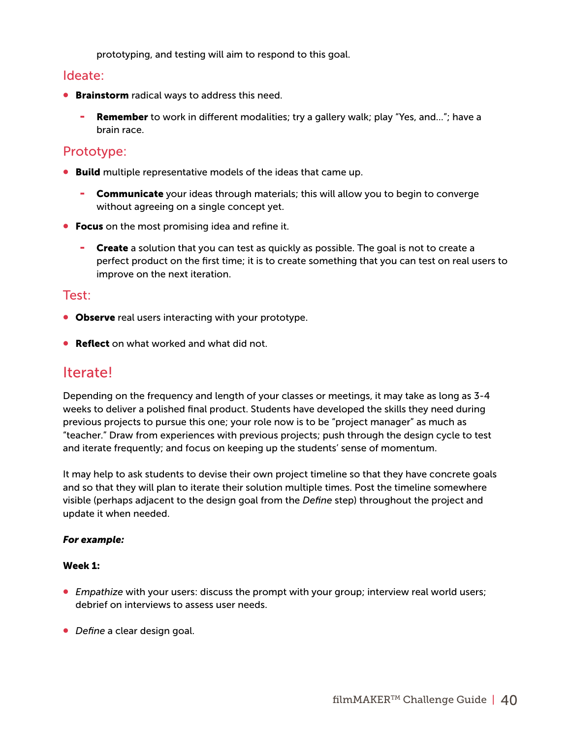prototyping, and testing will aim to respond to this goal.

## Ideate:

- **Brainstorm** radical ways to address this need.
    - **Remember** to work in different modalities; try a gallery walk; play "Yes, and..."; have a brain race.

## Prototype:

- **Build** multiple representative models of the ideas that came up.
    - **Communicate** your ideas through materials; this will allow you to begin to converge without agreeing on a single concept yet.
- **Focus** on the most promising idea and refine it.
    - **Create** a solution that you can test as quickly as possible. The goal is not to create a perfect product on the first time; it is to create something that you can test on real users to improve on the next iteration.

## Test:

- **Observe** real users interacting with your prototype.
- **Reflect** on what worked and what did not.

# Iterate!

Depending on the frequency and length of your classes or meetings, it may take as long as 3-4 weeks to deliver a polished final product. Students have developed the skills they need during previous projects to pursue this one; your role now is to be "project manager" as much as "teacher." Draw from experiences with previous projects; push through the design cycle to test and iterate frequently; and focus on keeping up the students' sense of momentum.

It may help to ask students to devise their own project timeline so that they have concrete goals and so that they will plan to iterate their solution multiple times. Post the timeline somewhere visible (perhaps adjacent to the design goal from the *Define* step) throughout the project and update it when needed.

***For example:***

**Week 1:**

- *Empathize* with your users: discuss the prompt with your group; interview real world users; debrief on interviews to assess user needs.
- *Define* a clear design goal.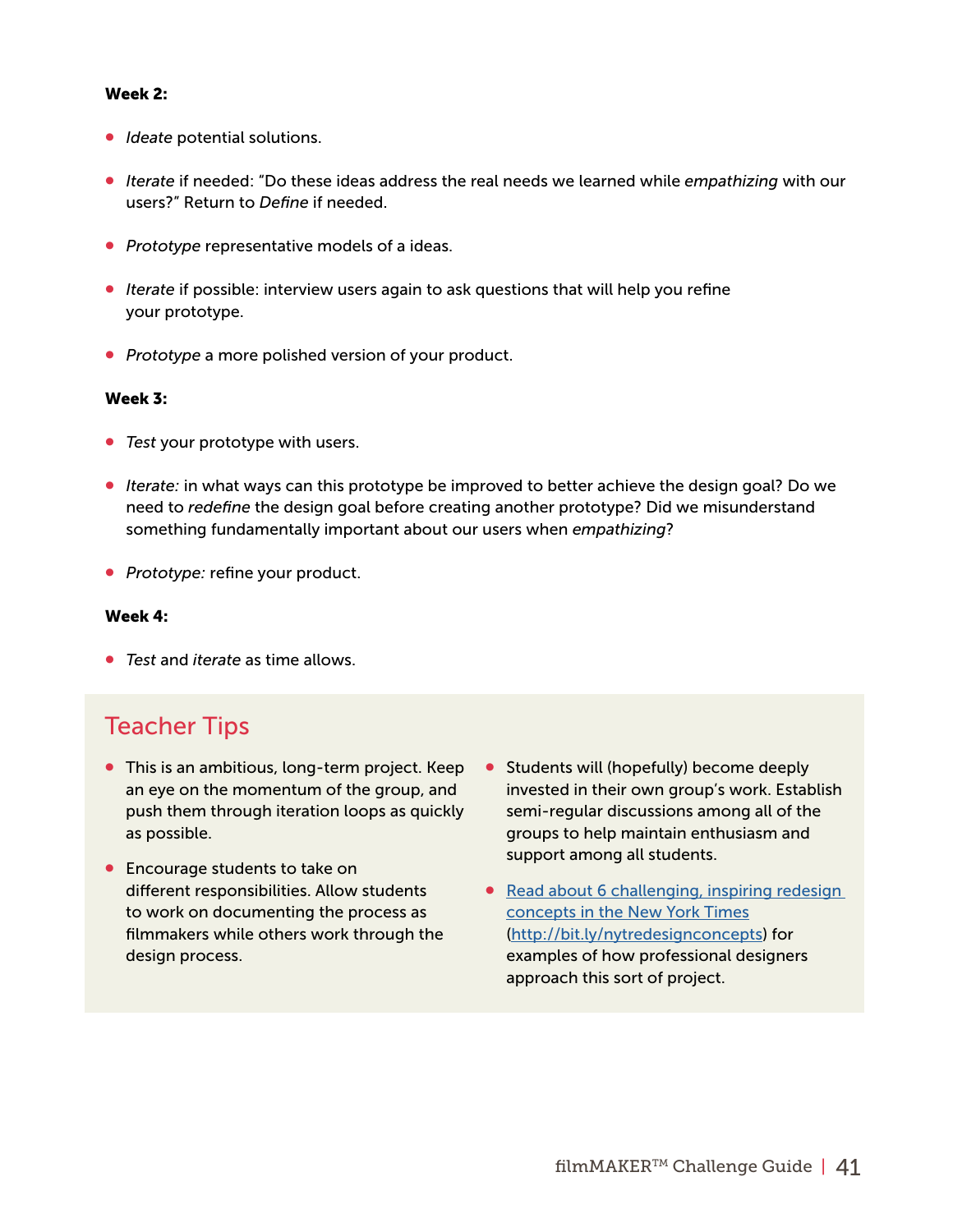**Week 2:**

- *Ideate* potential solutions.
- *Iterate* if needed: "Do these ideas address the real needs we learned while *empathizing* with our users?" Return to *Define* if needed.
- *Prototype* representative models of a ideas.
- *Iterate* if possible: interview users again to ask questions that will help you refine your prototype.
- *Prototype* a more polished version of your product.

**Week 3:**

- *Test* your prototype with users.
- *Iterate:* in what ways can this prototype be improved to better achieve the design goal? Do we need to *redefine* the design goal before creating another prototype? Did we misunderstand something fundamentally important about our users when *empathizing*?
- *Prototype:* refine your product.

**Week 4:**

- *Test* and *iterate* as time allows.

## Teacher Tips

- This is an ambitious, long-term project. Keep an eye on the momentum of the group, and push them through iteration loops as quickly as possible.
- Encourage students to take on different responsibilities. Allow students to work on documenting the process as filmmakers while others work through the design process.
- Students will (hopefully) become deeply invested in their own group's work. Establish semi-regular discussions among all of the groups to help maintain enthusiasm and support among all students.
- [Read about 6 challenging, inspiring redesign concepts in the New York Times](http://bit.ly/nytredesignconcepts) (http://bit.ly/nytredesignconcepts) for examples of how professional designers approach this sort of project.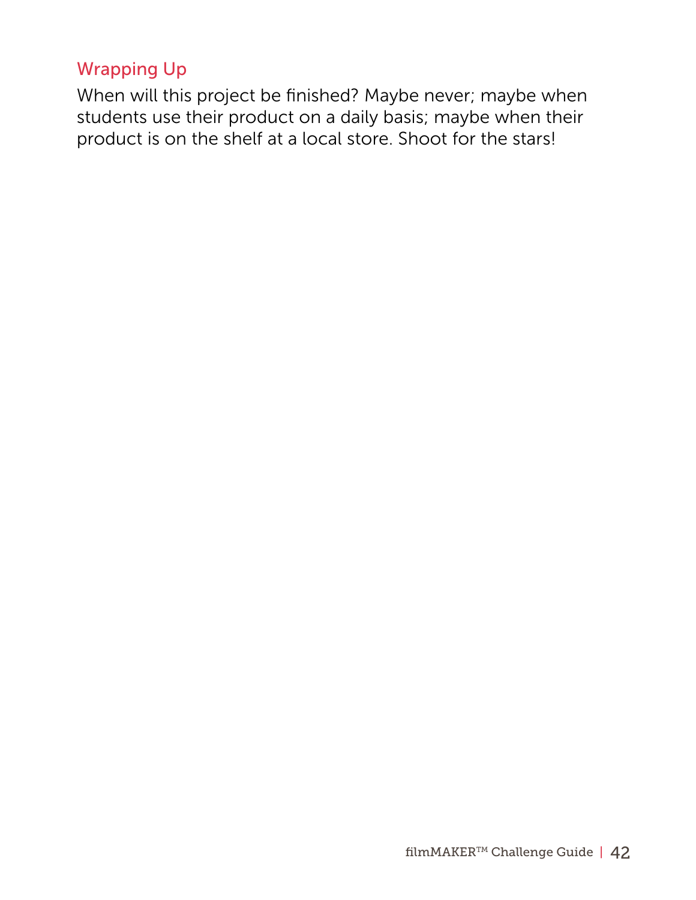## Wrapping Up

When will this project be finished? Maybe never; maybe when students use their product on a daily basis; maybe when their product is on the shelf at a local store. Shoot for the stars!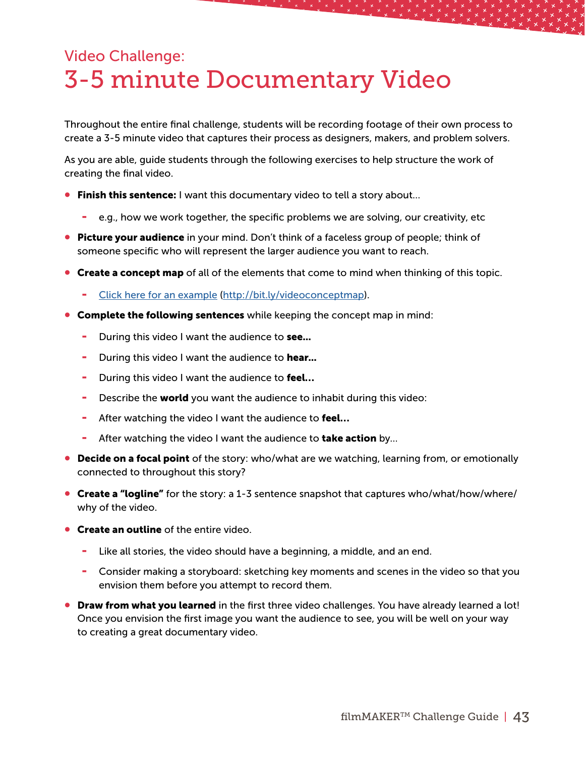## Video Challenge:

# 3-5 minute Documentary Video

Throughout the entire final challenge, students will be recording footage of their own process to create a 3-5 minute video that captures their process as designers, makers, and problem solvers.

As you are able, guide students through the following exercises to help structure the work of creating the final video.

- **Finish this sentence:** I want this documentary video to tell a story about...
  - e.g., how we work together, the specific problems we are solving, our creativity, etc
- **Picture your audience** in your mind. Don't think of a faceless group of people; think of someone specific who will represent the larger audience you want to reach.
- **Create a concept map** of all of the elements that come to mind when thinking of this topic.
  - [Click here for an example](http://bit.ly/videoconceptmap) (http://bit.ly/videoconceptmap).
- **Complete the following sentences** while keeping the concept map in mind:
  - During this video I want the audience to **see...**
  - During this video I want the audience to **hear...**
  - During this video I want the audience to **feel...**
  - Describe the **world** you want the audience to inhabit during this video:
  - After watching the video I want the audience to **feel...**
  - After watching the video I want the audience to **take action** by...
- **Decide on a focal point** of the story: who/what are we watching, learning from, or emotionally connected to throughout this story?
- **Create a "logline"** for the story: a 1-3 sentence snapshot that captures who/what/how/where/why of the video.
- **Create an outline** of the entire video.
  - Like all stories, the video should have a beginning, a middle, and an end.
  - Consider making a storyboard: sketching key moments and scenes in the video so that you envision them before you attempt to record them.
- **Draw from what you learned** in the first three video challenges. You have already learned a lot! Once you envision the first image you want the audience to see, you will be well on your way to creating a great documentary video.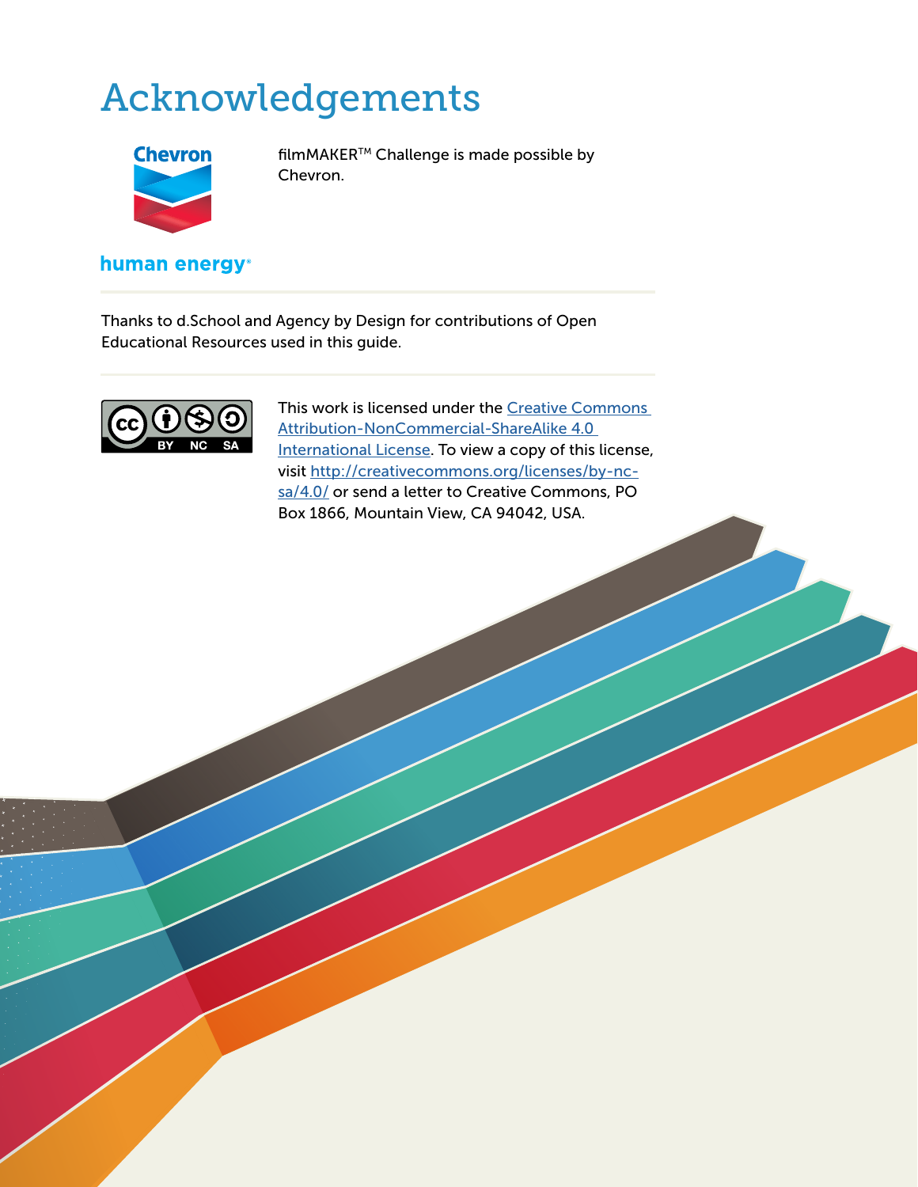# Acknowledgements

Chevron

human energy®

filmMAKER™ Challenge is made possible by Chevron.

Thanks to d.School and Agency by Design for contributions of Open Educational Resources used in this guide.

CC BY NC SA

This work is licensed under the [Creative Commons Attribution-NonCommercial-ShareAlike 4.0 International License](http://creativecommons.org/licenses/by-nc-sa/4.0/). To view a copy of this license, visit [http://creativecommons.org/licenses/by-nc-sa/4.0/](http://creativecommons.org/licenses/by-nc-sa/4.0/) or send a letter to Creative Commons, PO Box 1866, Mountain View, CA 94042, USA.